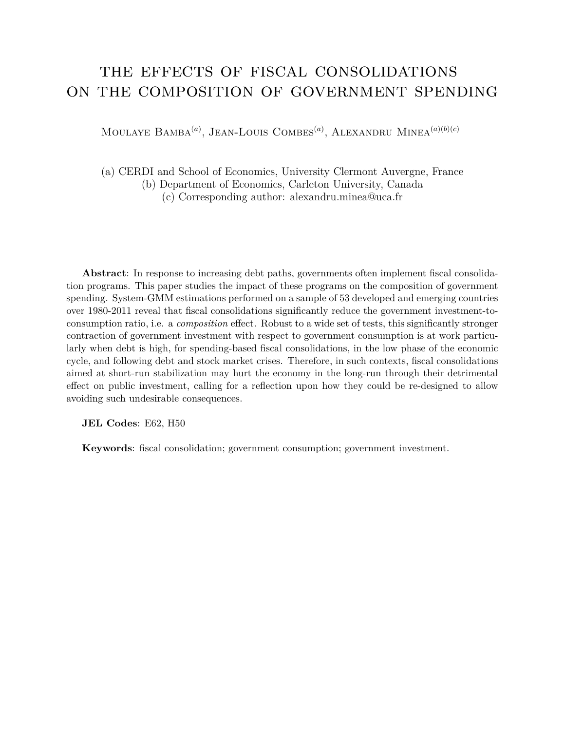# THE EFFECTS OF FISCAL CONSOLIDATIONS ON THE COMPOSITION OF GOVERNMENT SPENDING

Moulaye Bamba[(a)], Jean-Louis Combes[(a)], Alexandru Minea[(a)(b)(c)]

(a) CERDI and School of Economics, University Clermont Auvergne, France
(b) Department of Economics, Carleton University, Canada
(c) Corresponding author: alexandru.minea@uca.fr

**Abstract**: In response to increasing debt paths, governments often implement fiscal consolidation programs. This paper studies the impact of these programs on the composition of government spending. System-GMM estimations performed on a sample of 53 developed and emerging countries over 1980-2011 reveal that fiscal consolidations significantly reduce the government investment-to-consumption ratio, i.e. a *composition* effect. Robust to a wide set of tests, this significantly stronger contraction of government investment with respect to government consumption is at work particularly when debt is high, for spending-based fiscal consolidations, in the low phase of the economic cycle, and following debt and stock market crises. Therefore, in such contexts, fiscal consolidations aimed at short-run stabilization may hurt the economy in the long-run through their detrimental effect on public investment, calling for a reflection upon how they could be re-designed to allow avoiding such undesirable consequences.

**JEL Codes**: E62, H50

**Keywords**: fiscal consolidation; government consumption; government investment.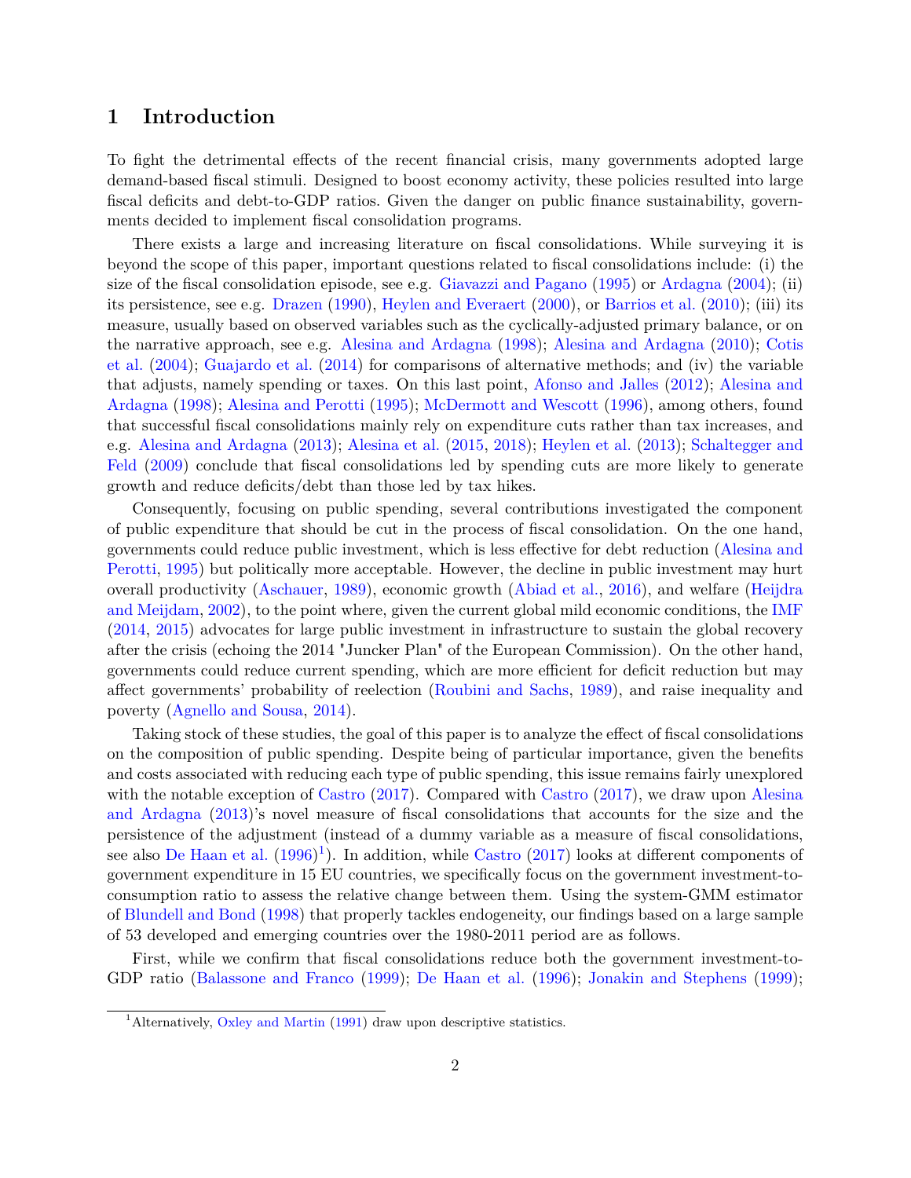# 1 Introduction

To fight the detrimental effects of the recent financial crisis, many governments adopted large demand-based fiscal stimuli. Designed to boost economy activity, these policies resulted into large fiscal deficits and debt-to-GDP ratios. Given the danger on public finance sustainability, governments decided to implement fiscal consolidation programs.

There exists a large and increasing literature on fiscal consolidations. While surveying it is beyond the scope of this paper, important questions related to fiscal consolidations include: (i) the size of the fiscal consolidation episode, see e.g. Giavazzi and Pagano (1995) or Ardagna (2004); (ii) its persistence, see e.g. Drazen (1990), Heylen and Everaert (2000), or Barrios et al. (2010); (iii) its measure, usually based on observed variables such as the cyclically-adjusted primary balance, or on the narrative approach, see e.g. Alesina and Ardagna (1998); Alesina and Ardagna (2010); Cotis et al. (2004); Guajardo et al. (2014) for comparisons of alternative methods; and (iv) the variable that adjusts, namely spending or taxes. On this last point, Afonso and Jalles (2012); Alesina and Ardagna (1998); Alesina and Perotti (1995); McDermott and Wescott (1996), among others, found that successful fiscal consolidations mainly rely on expenditure cuts rather than tax increases, and e.g. Alesina and Ardagna (2013); Alesina et al. (2015, 2018); Heylen et al. (2013); Schaltegger and Feld (2009) conclude that fiscal consolidations led by spending cuts are more likely to generate growth and reduce deficits/debt than those led by tax hikes.

Consequently, focusing on public spending, several contributions investigated the component of public expenditure that should be cut in the process of fiscal consolidation. On the one hand, governments could reduce public investment, which is less effective for debt reduction (Alesina and Perotti, 1995) but politically more acceptable. However, the decline in public investment may hurt overall productivity (Aschauer, 1989), economic growth (Abiad et al., 2016), and welfare (Heijdra and Meijdam, 2002), to the point where, given the current global mild economic conditions, the IMF (2014, 2015) advocates for large public investment in infrastructure to sustain the global recovery after the crisis (echoing the 2014 "Juncker Plan" of the European Commission). On the other hand, governments could reduce current spending, which are more efficient for deficit reduction but may affect governments' probability of reelection (Roubini and Sachs, 1989), and raise inequality and poverty (Agnello and Sousa, 2014).

Taking stock of these studies, the goal of this paper is to analyze the effect of fiscal consolidations on the composition of public spending. Despite being of particular importance, given the benefits and costs associated with reducing each type of public spending, this issue remains fairly unexplored with the notable exception of Castro (2017). Compared with Castro (2017), we draw upon Alesina and Ardagna (2013)'s novel measure of fiscal consolidations that accounts for the size and the persistence of the adjustment (instead of a dummy variable as a measure of fiscal consolidations, see also De Haan et al. (1996)[1]). In addition, while Castro (2017) looks at different components of government expenditure in 15 EU countries, we specifically focus on the government investment-to-consumption ratio to assess the relative change between them. Using the system-GMM estimator of Blundell and Bond (1998) that properly tackles endogeneity, our findings based on a large sample of 53 developed and emerging countries over the 1980-2011 period are as follows.

First, while we confirm that fiscal consolidations reduce both the government investment-to-GDP ratio (Balassone and Franco (1999); De Haan et al. (1996); Jonakin and Stephens (1999);

[1] Alternatively, Oxley and Martin (1991) draw upon descriptive statistics.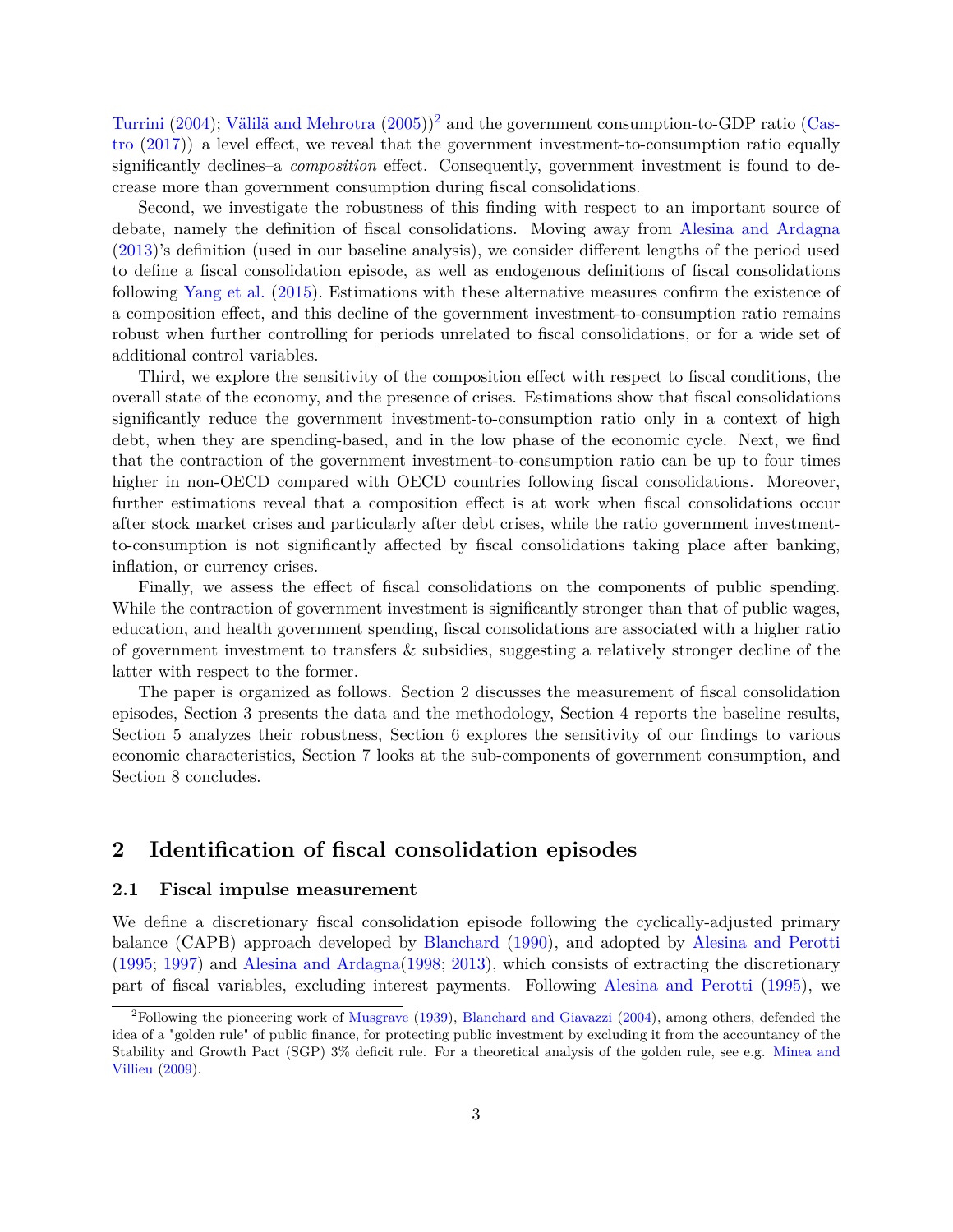Turrini (2004); Välilä and Mehrotra (2005))[2] and the government consumption-to-GDP ratio (Castro (2017))–a level effect, we reveal that the government investment-to-consumption ratio equally significantly declines–a *composition* effect. Consequently, government investment is found to decrease more than government consumption during fiscal consolidations.

Second, we investigate the robustness of this finding with respect to an important source of debate, namely the definition of fiscal consolidations. Moving away from Alesina and Ardagna (2013)'s definition (used in our baseline analysis), we consider different lengths of the period used to define a fiscal consolidation episode, as well as endogenous definitions of fiscal consolidations following Yang et al. (2015). Estimations with these alternative measures confirm the existence of a composition effect, and this decline of the government investment-to-consumption ratio remains robust when further controlling for periods unrelated to fiscal consolidations, or for a wide set of additional control variables.

Third, we explore the sensitivity of the composition effect with respect to fiscal conditions, the overall state of the economy, and the presence of crises. Estimations show that fiscal consolidations significantly reduce the government investment-to-consumption ratio only in a context of high debt, when they are spending-based, and in the low phase of the economic cycle. Next, we find that the contraction of the government investment-to-consumption ratio can be up to four times higher in non-OECD compared with OECD countries following fiscal consolidations. Moreover, further estimations reveal that a composition effect is at work when fiscal consolidations occur after stock market crises and particularly after debt crises, while the ratio government investment-to-consumption is not significantly affected by fiscal consolidations taking place after banking, inflation, or currency crises.

Finally, we assess the effect of fiscal consolidations on the components of public spending. While the contraction of government investment is significantly stronger than that of public wages, education, and health government spending, fiscal consolidations are associated with a higher ratio of government investment to transfers & subsidies, suggesting a relatively stronger decline of the latter with respect to the former.

The paper is organized as follows. Section 2 discusses the measurement of fiscal consolidation episodes, Section 3 presents the data and the methodology, Section 4 reports the baseline results, Section 5 analyzes their robustness, Section 6 explores the sensitivity of our findings to various economic characteristics, Section 7 looks at the sub-components of government consumption, and Section 8 concludes.

## 2 Identification of fiscal consolidation episodes

### 2.1 Fiscal impulse measurement

We define a discretionary fiscal consolidation episode following the cyclically-adjusted primary balance (CAPB) approach developed by Blanchard (1990), and adopted by Alesina and Perotti (1995; 1997) and Alesina and Ardagna(1998; 2013), which consists of extracting the discretionary part of fiscal variables, excluding interest payments. Following Alesina and Perotti (1995), we

[2] Following the pioneering work of Musgrave (1939), Blanchard and Giavazzi (2004), among others, defended the idea of a "golden rule" of public finance, for protecting public investment by excluding it from the accountancy of the Stability and Growth Pact (SGP) 3% deficit rule. For a theoretical analysis of the golden rule, see e.g. Minea and Villieu (2009).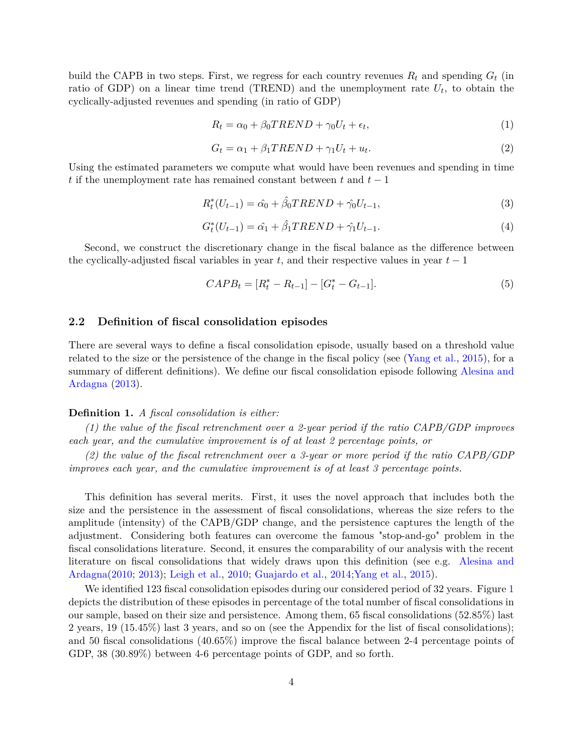build the CAPB in two steps. First, we regress for each country revenues $R_t$ and spending $G_t$ (in ratio of GDP) on a linear time trend (TREND) and the unemployment rate $U_t$, to obtain the cyclically-adjusted revenues and spending (in ratio of GDP)

$$R_t = \alpha_0 + \beta_0 TREND + \gamma_0 U_t + \epsilon_t, \tag{1}$$

$$G_t = \alpha_1 + \beta_1 TREND + \gamma_1 U_t + u_t. \tag{2}$$

Using the estimated parameters we compute what would have been revenues and spending in time $t$ if the unemployment rate has remained constant between $t$ and $t-1$

$$R_t^*(U_{t-1}) = \hat{\alpha_0} + \hat{\beta_0} TREND + \hat{\gamma_0} U_{t-1}, \tag{3}$$

$$G_t^*(U_{t-1}) = \hat{\alpha_1} + \hat{\beta_1} TREND + \hat{\gamma_1} U_{t-1}. \tag{4}$$

Second, we construct the discretionary change in the fiscal balance as the difference between the cyclically-adjusted fiscal variables in year $t$, and their respective values in year $t-1$

$$CAPB_t = [R_t^* - R_{t-1}] - [G_t^* - G_{t-1}]. \tag{5}$$

## 2.2 Definition of fiscal consolidation episodes

There are several ways to define a fiscal consolidation episode, usually based on a threshold value related to the size or the persistence of the change in the fiscal policy (see (Yang et al., 2015), for a summary of different definitions). We define our fiscal consolidation episode following Alesina and Ardagna (2013).

**Definition 1.** *A fiscal consolidation is either:*

*(1) the value of the fiscal retrenchment over a 2-year period if the ratio CAPB/GDP improves each year, and the cumulative improvement is of at least 2 percentage points, or*

*(2) the value of the fiscal retrenchment over a 3-year or more period if the ratio CAPB/GDP improves each year, and the cumulative improvement is of at least 3 percentage points.*

This definition has several merits. First, it uses the novel approach that includes both the size and the persistence in the assessment of fiscal consolidations, whereas the size refers to the amplitude (intensity) of the CAPB/GDP change, and the persistence captures the length of the adjustment. Considering both features can overcome the famous "stop-and-go" problem in the fiscal consolidations literature. Second, it ensures the comparability of our analysis with the recent literature on fiscal consolidations that widely draws upon this definition (see e.g. Alesina and Ardagna(2010; 2013); Leigh et al., 2010; Guajardo et al., 2014;Yang et al., 2015).

We identified 123 fiscal consolidation episodes during our considered period of 32 years. Figure 1 depicts the distribution of these episodes in percentage of the total number of fiscal consolidations in our sample, based on their size and persistence. Among them, 65 fiscal consolidations (52.85%) last 2 years, 19 (15.45%) last 3 years, and so on (see the Appendix for the list of fiscal consolidations); and 50 fiscal consolidations (40.65%) improve the fiscal balance between 2-4 percentage points of GDP, 38 (30.89%) between 4-6 percentage points of GDP, and so forth.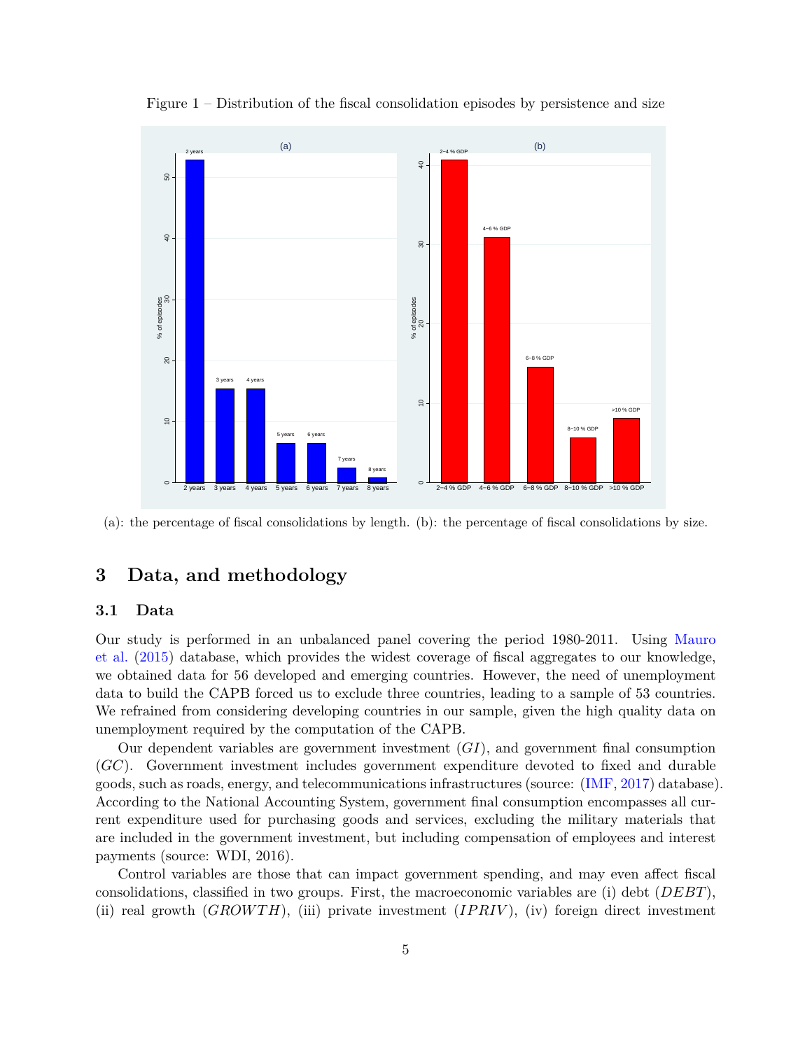Figure 1 – Distribution of the fiscal consolidation episodes by persistence and size

(a)

% of episodes

0
10
20
30
40
50

2 years
3 years
4 years
5 years
6 years
7 years
8 years

(b)

% of episodes

0
10
20
30
40

2–4 % GDP
4–6 % GDP
6–8 % GDP
8–10 % GDP
>10 % GDP

(a): the percentage of fiscal consolidations by length. (b): the percentage of fiscal consolidations by size.

# 3 Data, and methodology

## 3.1 Data

Our study is performed in an unbalanced panel covering the period 1980-2011. Using Mauro et al. (2015) database, which provides the widest coverage of fiscal aggregates to our knowledge, we obtained data for 56 developed and emerging countries. However, the need of unemployment data to build the CAPB forced us to exclude three countries, leading to a sample of 53 countries. We refrained from considering developing countries in our sample, given the high quality data on unemployment required by the computation of the CAPB.

Our dependent variables are government investment ($GI$), and government final consumption ($GC$). Government investment includes government expenditure devoted to fixed and durable goods, such as roads, energy, and telecommunications infrastructures (source: (IMF, 2017) database). According to the National Accounting System, government final consumption encompasses all current expenditure used for purchasing goods and services, excluding the military materials that are included in the government investment, but including compensation of employees and interest payments (source: WDI, 2016).

Control variables are those that can impact government spending, and may even affect fiscal consolidations, classified in two groups. First, the macroeconomic variables are (i) debt ($DEBT$), (ii) real growth ($GROWTH$), (iii) private investment ($IPRIV$), (iv) foreign direct investment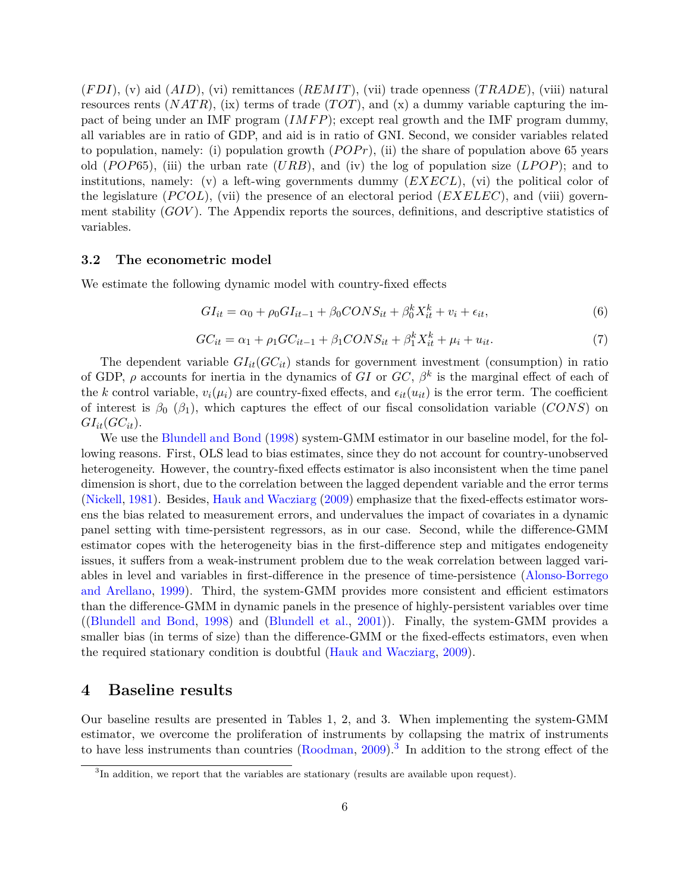($FDI$), (v) aid ($AID$), (vi) remittances ($REMIT$), (vii) trade openness ($TRADE$), (viii) natural resources rents ($NATR$), (ix) terms of trade ($TOT$), and (x) a dummy variable capturing the impact of being under an IMF program ($IMFP$); except real growth and the IMF program dummy, all variables are in ratio of GDP, and aid is in ratio of GNI. Second, we consider variables related to population, namely: (i) population growth ($POPr$), (ii) the share of population above 65 years old ($POP65$), (iii) the urban rate ($URB$), and (iv) the log of population size ($LPOP$); and to institutions, namely: (v) a left-wing governments dummy ($EXECL$), (vi) the political color of the legislature ($PCOL$), (vii) the presence of an electoral period ($EXELEC$), and (viii) government stability ($GOV$). The Appendix reports the sources, definitions, and descriptive statistics of variables.

### 3.2 The econometric model

We estimate the following dynamic model with country-fixed effects

$$GI_{it} = \alpha_0 + \rho_0 GI_{it-1} + \beta_0 CONS_{it} + \beta_0^k X_{it}^k + v_i + \epsilon_{it}, \tag{6}$$

$$GC_{it} = \alpha_1 + \rho_1 GC_{it-1} + \beta_1 CONS_{it} + \beta_1^k X_{it}^k + \mu_i + u_{it}. \tag{7}$$

The dependent variable $GI_{it}(GC_{it})$ stands for government investment (consumption) in ratio of GDP, $\rho$ accounts for inertia in the dynamics of $GI$ or $GC$, $\beta^k$ is the marginal effect of each of the $k$ control variable, $v_i(\mu_i)$ are country-fixed effects, and $\epsilon_{it}(u_{it})$ is the error term. The coefficient of interest is $\beta_0$ ($\beta_1$), which captures the effect of our fiscal consolidation variable ($CONS$) on $GI_{it}(GC_{it})$.

We use the Blundell and Bond (1998) system-GMM estimator in our baseline model, for the following reasons. First, OLS lead to bias estimates, since they do not account for country-unobserved heterogeneity. However, the country-fixed effects estimator is also inconsistent when the time panel dimension is short, due to the correlation between the lagged dependent variable and the error terms (Nickell, 1981). Besides, Hauk and Wacziarg (2009) emphasize that the fixed-effects estimator worsens the bias related to measurement errors, and undervalues the impact of covariates in a dynamic panel setting with time-persistent regressors, as in our case. Second, while the difference-GMM estimator copes with the heterogeneity bias in the first-difference step and mitigates endogeneity issues, it suffers from a weak-instrument problem due to the weak correlation between lagged variables in level and variables in first-difference in the presence of time-persistence (Alonso-Borrego and Arellano, 1999). Third, the system-GMM provides more consistent and efficient estimators than the difference-GMM in dynamic panels in the presence of highly-persistent variables over time ((Blundell and Bond, 1998) and (Blundell et al., 2001)). Finally, the system-GMM provides a smaller bias (in terms of size) than the difference-GMM or the fixed-effects estimators, even when the required stationary condition is doubtful (Hauk and Wacziarg, 2009).

## 4 Baseline results

Our baseline results are presented in Tables 1, 2, and 3. When implementing the system-GMM estimator, we overcome the proliferation of instruments by collapsing the matrix of instruments to have less instruments than countries (Roodman, 2009).[3] In addition to the strong effect of the

[3] In addition, we report that the variables are stationary (results are available upon request).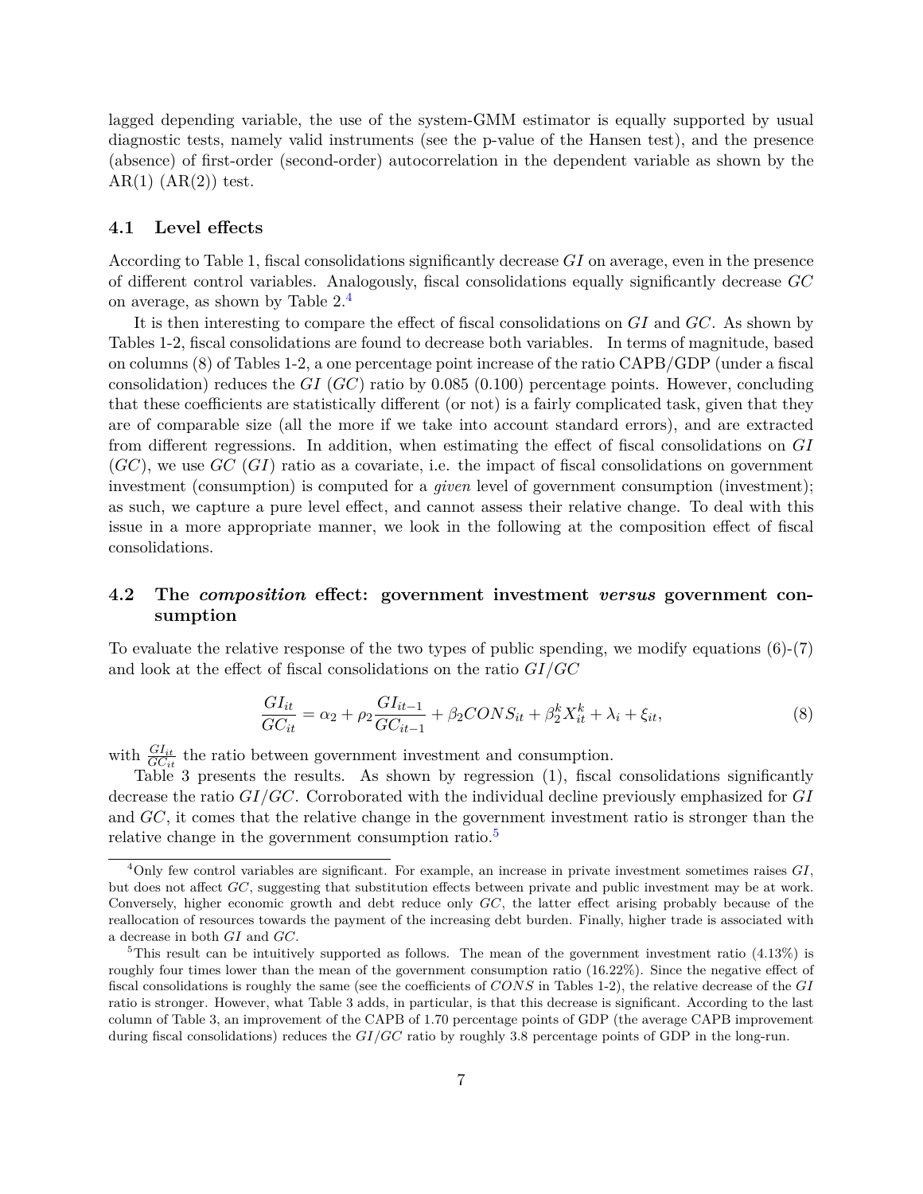lagged depending variable, the use of the system-GMM estimator is equally supported by usual diagnostic tests, namely valid instruments (see the p-value of the Hansen test), and the presence (absence) of first-order (second-order) autocorrelation in the dependent variable as shown by the AR(1) (AR(2)) test.

### 4.1 Level effects

According to Table 1, fiscal consolidations significantly decrease $GI$ on average, even in the presence of different control variables. Analogously, fiscal consolidations equally significantly decrease $GC$ on average, as shown by Table 2.[4]

It is then interesting to compare the effect of fiscal consolidations on $GI$ and $GC$. As shown by Tables 1-2, fiscal consolidations are found to decrease both variables. In terms of magnitude, based on columns (8) of Tables 1-2, a one percentage point increase of the ratio CAPB/GDP (under a fiscal consolidation) reduces the $GI$ ($GC$) ratio by 0.085 (0.100) percentage points. However, concluding that these coefficients are statistically different (or not) is a fairly complicated task, given that they are of comparable size (all the more if we take into account standard errors), and are extracted from different regressions. In addition, when estimating the effect of fiscal consolidations on $GI$ ($GC$), we use $GC$ ($GI$) ratio as a covariate, i.e. the impact of fiscal consolidations on government investment (consumption) is computed for a *given* level of government consumption (investment); as such, we capture a pure level effect, and cannot assess their relative change. To deal with this issue in a more appropriate manner, we look in the following at the composition effect of fiscal consolidations.

### 4.2 The *composition* effect: government investment *versus* government consumption

To evaluate the relative response of the two types of public spending, we modify equations (6)-(7) and look at the effect of fiscal consolidations on the ratio $GI/GC$

$$\frac{GI_{it}}{GC_{it}} = \alpha_2 + \rho_2 \frac{GI_{it-1}}{GC_{it-1}} + \beta_2 CONS_{it} + \beta_2^k X_{it}^k + \lambda_i + \xi_{it}, \tag{8}$$

with $\frac{GI_{it}}{GC_{it}}$ the ratio between government investment and consumption.

Table 3 presents the results. As shown by regression (1), fiscal consolidations significantly decrease the ratio $GI/GC$. Corroborated with the individual decline previously emphasized for $GI$ and $GC$, it comes that the relative change in the government investment ratio is stronger than the relative change in the government consumption ratio.[5]

[4] Only few control variables are significant. For example, an increase in private investment sometimes raises $GI$, but does not affect $GC$, suggesting that substitution effects between private and public investment may be at work. Conversely, higher economic growth and debt reduce only $GC$, the latter effect arising probably because of the reallocation of resources towards the payment of the increasing debt burden. Finally, higher trade is associated with a decrease in both $GI$ and $GC$.

[5] This result can be intuitively supported as follows. The mean of the government investment ratio (4.13%) is roughly four times lower than the mean of the government consumption ratio (16.22%). Since the negative effect of fiscal consolidations is roughly the same (see the coefficients of $CONS$ in Tables 1-2), the relative decrease of the $GI$ ratio is stronger. However, what Table 3 adds, in particular, is that this decrease is significant. According to the last column of Table 3, an improvement of the CAPB of 1.70 percentage points of GDP (the average CAPB improvement during fiscal consolidations) reduces the $GI/GC$ ratio by roughly 3.8 percentage points of GDP in the long-run.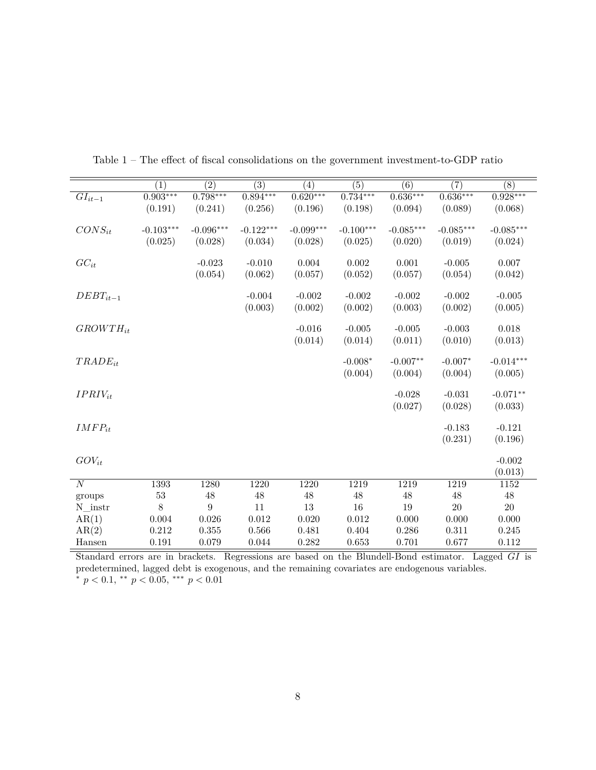Table 1 – The effect of fiscal consolidations on the government investment-to-GDP ratio

| | (1) | (2) | (3) | (4) | (5) | (6) | (7) | (8) |
|---|---|---|---|---|---|---|---|---|
| $GI_{it-1}$ | 0.903*** | 0.798*** | 0.894*** | 0.620*** | 0.734*** | 0.636*** | 0.636*** | 0.928*** |
| | (0.191) | (0.241) | (0.256) | (0.196) | (0.198) | (0.094) | (0.089) | (0.068) |
| $CONS_{it}$ | -0.103*** | -0.096*** | -0.122*** | -0.099*** | -0.100*** | -0.085*** | -0.085*** | -0.085*** |
| | (0.025) | (0.028) | (0.034) | (0.028) | (0.025) | (0.020) | (0.019) | (0.024) |
| $GC_{it}$ | | -0.023 | -0.010 | 0.004 | 0.002 | 0.001 | -0.005 | 0.007 |
| | | (0.054) | (0.062) | (0.057) | (0.052) | (0.057) | (0.054) | (0.042) |
| $DEBT_{it-1}$ | | | -0.004 | -0.002 | -0.002 | -0.002 | -0.002 | -0.005 |
| | | | (0.003) | (0.002) | (0.002) | (0.003) | (0.002) | (0.005) |
| $GROWTH_{it}$ | | | | -0.016 | -0.005 | -0.005 | -0.003 | 0.018 |
| | | | | (0.014) | (0.014) | (0.011) | (0.010) | (0.013) |
| $TRADE_{it}$ | | | | | -0.008* | -0.007** | -0.007* | -0.014*** |
| | | | | | (0.004) | (0.004) | (0.004) | (0.005) |
| $IPRIV_{it}$ | | | | | | -0.028 | -0.031 | -0.071** |
| | | | | | | (0.027) | (0.028) | (0.033) |
| $IMFP_{it}$ | | | | | | | -0.183 | -0.121 |
| | | | | | | | (0.231) | (0.196) |
| $GOV_{it}$ | | | | | | | | -0.002 |
| | | | | | | | | (0.013) |
| $N$ | 1393 | 1280 | 1220 | 1220 | 1219 | 1219 | 1219 | 1152 |
| groups | 53 | 48 | 48 | 48 | 48 | 48 | 48 | 48 |
| N_instr | 8 | 9 | 11 | 13 | 16 | 19 | 20 | 20 |
| AR(1) | 0.004 | 0.026 | 0.012 | 0.020 | 0.012 | 0.000 | 0.000 | 0.000 |
| AR(2) | 0.212 | 0.355 | 0.566 | 0.481 | 0.404 | 0.286 | 0.311 | 0.245 |
| Hansen | 0.191 | 0.079 | 0.044 | 0.282 | 0.653 | 0.701 | 0.677 | 0.112 |

Standard errors are in brackets. Regressions are based on the Blundell-Bond estimator. Lagged $GI$ is predetermined, lagged debt is exogenous, and the remaining covariates are endogenous variables.
* $p < 0.1$, ** $p < 0.05$, *** $p < 0.01$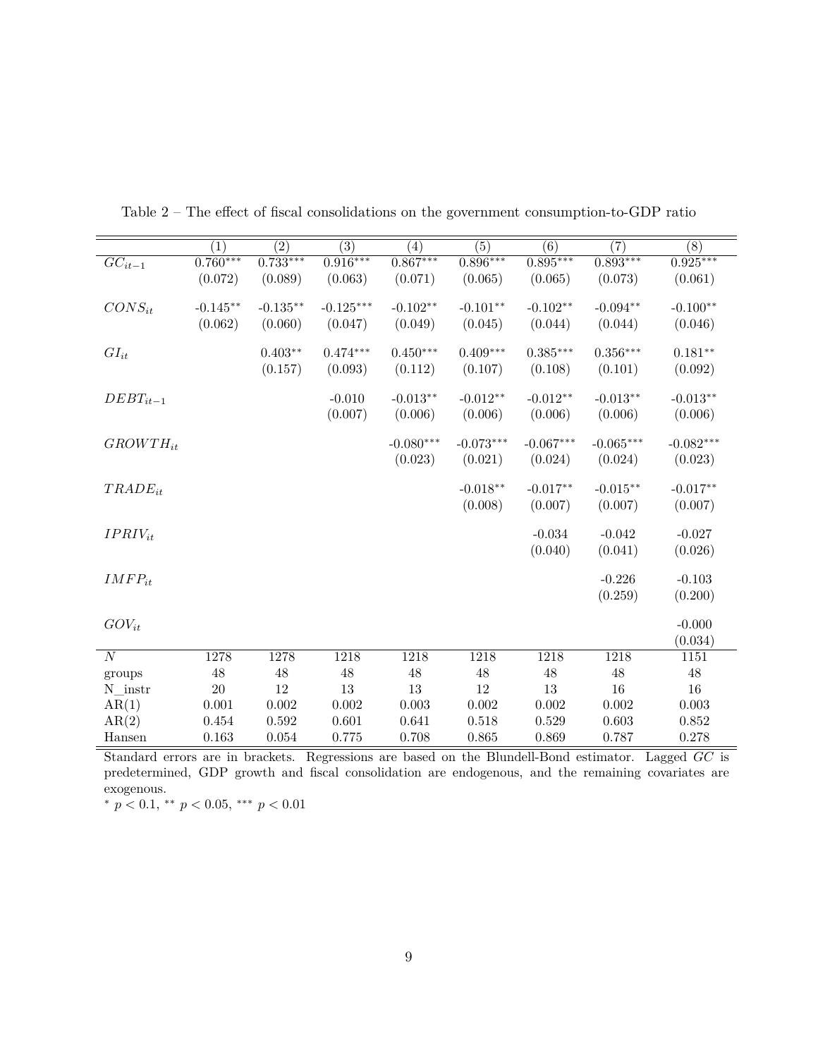Table 2 – The effect of fiscal consolidations on the government consumption-to-GDP ratio

| | (1) | (2) | (3) | (4) | (5) | (6) | (7) | (8) |
|---|---|---|---|---|---|---|---|---|
| $GC_{it-1}$ | 0.760*** | 0.733*** | 0.916*** | 0.867*** | 0.896*** | 0.895*** | 0.893*** | 0.925*** |
| | (0.072) | (0.089) | (0.063) | (0.071) | (0.065) | (0.065) | (0.073) | (0.061) |
| $CONS_{it}$ | -0.145** | -0.135** | -0.125*** | -0.102** | -0.101** | -0.102** | -0.094** | -0.100** |
| | (0.062) | (0.060) | (0.047) | (0.049) | (0.045) | (0.044) | (0.044) | (0.046) |
| $GI_{it}$ | | 0.403** | 0.474*** | 0.450*** | 0.409*** | 0.385*** | 0.356*** | 0.181** |
| | | (0.157) | (0.093) | (0.112) | (0.107) | (0.108) | (0.101) | (0.092) |
| $DEBT_{it-1}$ | | | -0.010 | -0.013** | -0.012** | -0.012** | -0.013** | -0.013** |
| | | | (0.007) | (0.006) | (0.006) | (0.006) | (0.006) | (0.006) |
| $GROWTH_{it}$ | | | | -0.080*** | -0.073*** | -0.067*** | -0.065*** | -0.082*** |
| | | | | (0.023) | (0.021) | (0.024) | (0.024) | (0.023) |
| $TRADE_{it}$ | | | | | -0.018** | -0.017** | -0.015** | -0.017** |
| | | | | | (0.008) | (0.007) | (0.007) | (0.007) |
| $IPRIV_{it}$ | | | | | | -0.034 | -0.042 | -0.027 |
| | | | | | | (0.040) | (0.041) | (0.026) |
| $IMFP_{it}$ | | | | | | | -0.226 | -0.103 |
| | | | | | | | (0.259) | (0.200) |
| $GOV_{it}$ | | | | | | | | -0.000 |
| | | | | | | | | (0.034) |
| $N$ | 1278 | 1278 | 1218 | 1218 | 1218 | 1218 | 1218 | 1151 |
| groups | 48 | 48 | 48 | 48 | 48 | 48 | 48 | 48 |
| N_instr | 20 | 12 | 13 | 13 | 12 | 13 | 16 | 16 |
| AR(1) | 0.001 | 0.002 | 0.002 | 0.003 | 0.002 | 0.002 | 0.002 | 0.003 |
| AR(2) | 0.454 | 0.592 | 0.601 | 0.641 | 0.518 | 0.529 | 0.603 | 0.852 |
| Hansen | 0.163 | 0.054 | 0.775 | 0.708 | 0.865 | 0.869 | 0.787 | 0.278 |

Standard errors are in brackets. Regressions are based on the Blundell-Bond estimator. Lagged $GC$ is predetermined, GDP growth and fiscal consolidation are endogenous, and the remaining covariates are exogenous.

* $p < 0.1$, ** $p < 0.05$, *** $p < 0.01$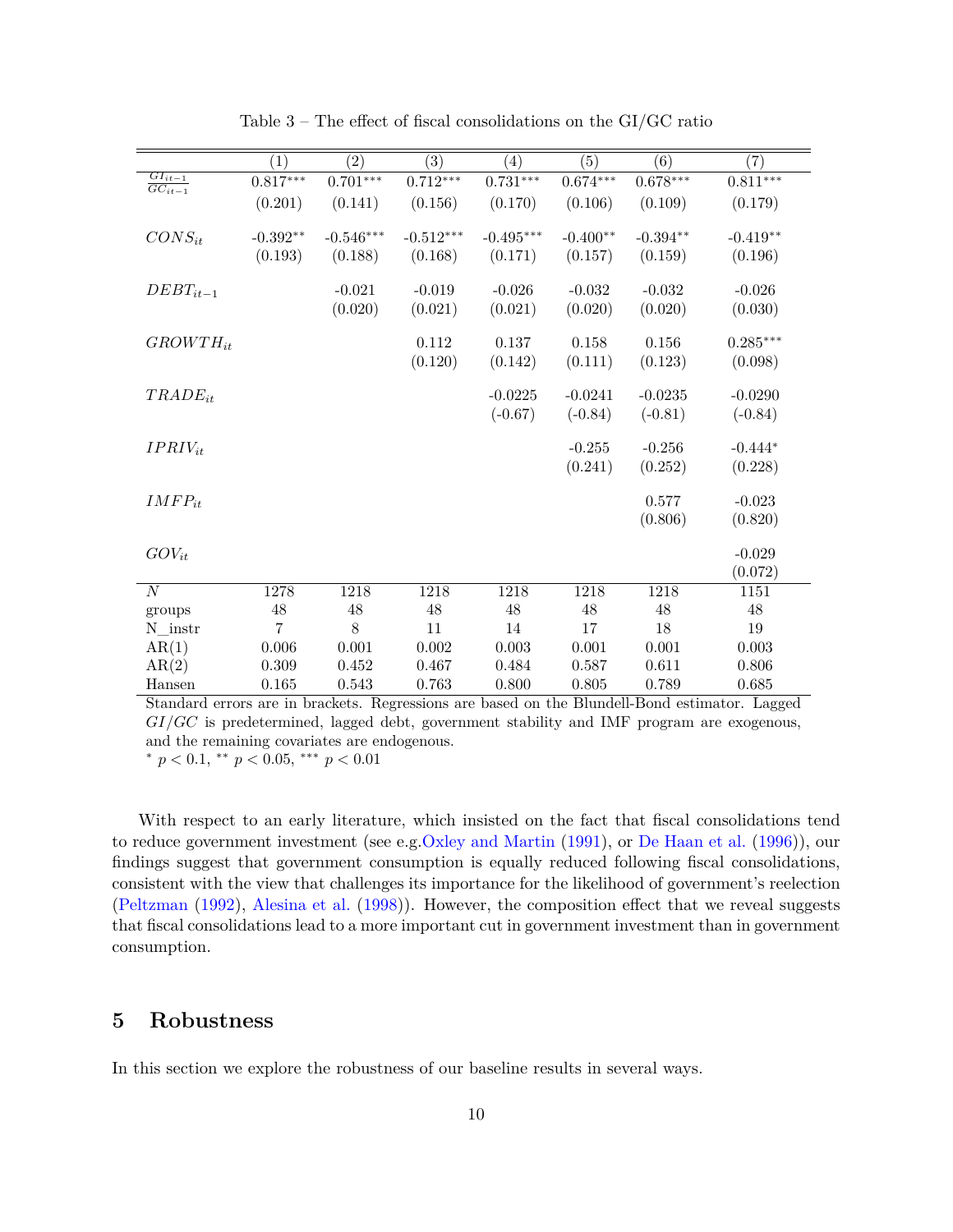Table 3 – The effect of fiscal consolidations on the GI/GC ratio

| | (1) | (2) | (3) | (4) | (5) | (6) | (7) |
|---|---|---|---|---|---|---|---|
| $\frac{GI_{it-1}}{GC_{it-1}}$ | 0.817*** | 0.701*** | 0.712*** | 0.731*** | 0.674*** | 0.678*** | 0.811*** |
| | (0.201) | (0.141) | (0.156) | (0.170) | (0.106) | (0.109) | (0.179) |
| $CONS_{it}$ | -0.392** | -0.546*** | -0.512*** | -0.495*** | -0.400** | -0.394** | -0.419** |
| | (0.193) | (0.188) | (0.168) | (0.171) | (0.157) | (0.159) | (0.196) |
| $DEBT_{it-1}$ | | -0.021 | -0.019 | -0.026 | -0.032 | -0.032 | -0.026 |
| | | (0.020) | (0.021) | (0.021) | (0.020) | (0.020) | (0.030) |
| $GROWTH_{it}$ | | | 0.112 | 0.137 | 0.158 | 0.156 | 0.285*** |
| | | | (0.120) | (0.142) | (0.111) | (0.123) | (0.098) |
| $TRADE_{it}$ | | | | -0.0225 | -0.0241 | -0.0235 | -0.0290 |
| | | | | (-0.67) | (-0.84) | (-0.81) | (-0.84) |
| $IPRIV_{it}$ | | | | | -0.255 | -0.256 | -0.444* |
| | | | | | (0.241) | (0.252) | (0.228) |
| $IMFP_{it}$ | | | | | | 0.577 | -0.023 |
| | | | | | | (0.806) | (0.820) |
| $GOV_{it}$ | | | | | | | -0.029 |
| | | | | | | | (0.072) |
| $N$ | 1278 | 1218 | 1218 | 1218 | 1218 | 1218 | 1151 |
| groups | 48 | 48 | 48 | 48 | 48 | 48 | 48 |
| N_instr | 7 | 8 | 11 | 14 | 17 | 18 | 19 |
| AR(1) | 0.006 | 0.001 | 0.002 | 0.003 | 0.001 | 0.001 | 0.003 |
| AR(2) | 0.309 | 0.452 | 0.467 | 0.484 | 0.587 | 0.611 | 0.806 |
| Hansen | 0.165 | 0.543 | 0.763 | 0.800 | 0.805 | 0.789 | 0.685 |

Standard errors are in brackets. Regressions are based on the Blundell-Bond estimator. Lagged $GI/GC$ is predetermined, lagged debt, government stability and IMF program are exogenous, and the remaining covariates are endogenous.
\* $p < 0.1$, ** $p < 0.05$, *** $p < 0.01$

With respect to an early literature, which insisted on the fact that fiscal consolidations tend to reduce government investment (see e.g. Oxley and Martin (1991), or De Haan et al. (1996)), our findings suggest that government consumption is equally reduced following fiscal consolidations, consistent with the view that challenges its importance for the likelihood of government's reelection (Peltzman (1992), Alesina et al. (1998)). However, the composition effect that we reveal suggests that fiscal consolidations lead to a more important cut in government investment than in government consumption.

# 5 Robustness

In this section we explore the robustness of our baseline results in several ways.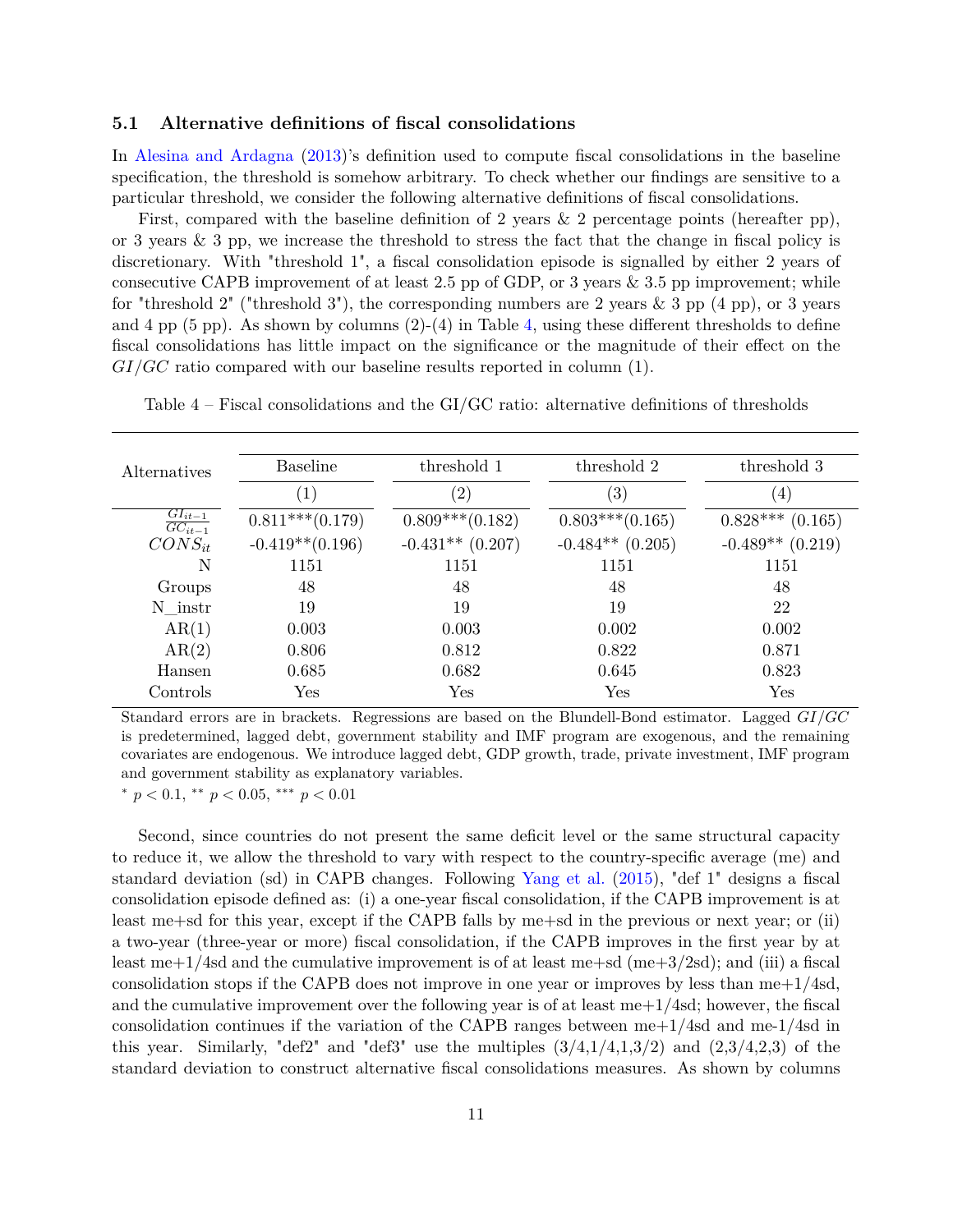### 5.1 Alternative definitions of fiscal consolidations

In Alesina and Ardagna (2013)'s definition used to compute fiscal consolidations in the baseline specification, the threshold is somehow arbitrary. To check whether our findings are sensitive to a particular threshold, we consider the following alternative definitions of fiscal consolidations.

First, compared with the baseline definition of 2 years & 2 percentage points (hereafter pp), or 3 years & 3 pp, we increase the threshold to stress the fact that the change in fiscal policy is discretionary. With "threshold 1", a fiscal consolidation episode is signalled by either 2 years of consecutive CAPB improvement of at least 2.5 pp of GDP, or 3 years & 3.5 pp improvement; while for "threshold 2" ("threshold 3"), the corresponding numbers are 2 years & 3 pp (4 pp), or 3 years and 4 pp (5 pp). As shown by columns (2)-(4) in Table 4, using these different thresholds to define fiscal consolidations has little impact on the significance or the magnitude of their effect on the $GI/GC$ ratio compared with our baseline results reported in column (1).

Table 4 – Fiscal consolidations and the GI/GC ratio: alternative definitions of thresholds

| Alternatives | Baseline | threshold 1 | threshold 2 | threshold 3 |
|---|---|---|---|---|
| | (1) | (2) | (3) | (4) |
| $\frac{GI_{it-1}}{GC_{it-1}}$ | 0.811***(0.179) | 0.809***(0.182) | 0.803***(0.165) | 0.828*** (0.165) |
| $CONS_{it}$ | -0.419**(0.196) | -0.431** (0.207) | -0.484** (0.205) | -0.489** (0.219) |
| N | 1151 | 1151 | 1151 | 1151 |
| Groups | 48 | 48 | 48 | 48 |
| N_instr | 19 | 19 | 19 | 22 |
| AR(1) | 0.003 | 0.003 | 0.002 | 0.002 |
| AR(2) | 0.806 | 0.812 | 0.822 | 0.871 |
| Hansen | 0.685 | 0.682 | 0.645 | 0.823 |
| Controls | Yes | Yes | Yes | Yes |

Standard errors are in brackets. Regressions are based on the Blundell-Bond estimator. Lagged $GI/GC$ is predetermined, lagged debt, government stability and IMF program are exogenous, and the remaining covariates are endogenous. We introduce lagged debt, GDP growth, trade, private investment, IMF program and government stability as explanatory variables.

$^{*}$ $p < 0.1$, $^{**}$ $p < 0.05$, $^{***}$ $p < 0.01$

Second, since countries do not present the same deficit level or the same structural capacity to reduce it, we allow the threshold to vary with respect to the country-specific average (me) and standard deviation (sd) in CAPB changes. Following Yang et al. (2015), "def 1" designs a fiscal consolidation episode defined as: (i) a one-year fiscal consolidation, if the CAPB improvement is at least me+sd for this year, except if the CAPB falls by me+sd in the previous or next year; or (ii) a two-year (three-year or more) fiscal consolidation, if the CAPB improves in the first year by at least me+1/4sd and the cumulative improvement is of at least me+sd (me+3/2sd); and (iii) a fiscal consolidation stops if the CAPB does not improve in one year or improves by less than me+1/4sd, and the cumulative improvement over the following year is of at least me+1/4sd; however, the fiscal consolidation continues if the variation of the CAPB ranges between me+1/4sd and me-1/4sd in this year. Similarly, "def2" and "def3" use the multiples (3/4,1/4,1,3/2) and (2,3/4,2,3) of the standard deviation to construct alternative fiscal consolidations measures. As shown by columns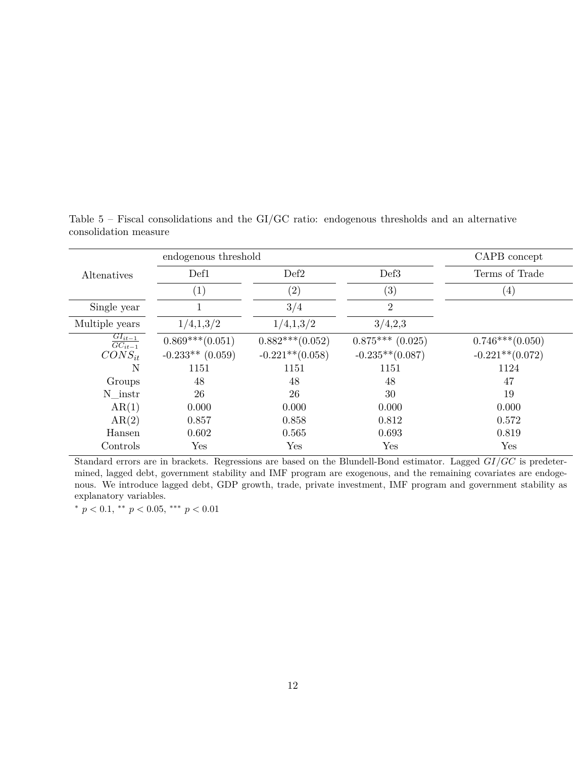Table 5 – Fiscal consolidations and the GI/GC ratio: endogenous thresholds and an alternative consolidation measure

| Altenatives | endogenous threshold | | | CAPB concept |
|---|---|---|---|---|
| | Def1 | Def2 | Def3 | Terms of Trade |
| | (1) | (2) | (3) | (4) |
| Single year | 1 | 3/4 | 2 | |
| Multiple years | 1/4,1,3/2 | 1/4,1,3/2 | 3/4,2,3 | |
| $\frac{GI_{it-1}}{GC_{it-1}}$ | 0.869***(0.051) | 0.882***(0.052) | 0.875*** (0.025) | 0.746***(0.050) |
| $CONS_{it}$ | -0.233** (0.059) | -0.221**(0.058) | -0.235**(0.087) | -0.221**(0.072) |
| N | 1151 | 1151 | 1151 | 1124 |
| Groups | 48 | 48 | 48 | 47 |
| N_instr | 26 | 26 | 30 | 19 |
| AR(1) | 0.000 | 0.000 | 0.000 | 0.000 |
| AR(2) | 0.857 | 0.858 | 0.812 | 0.572 |
| Hansen | 0.602 | 0.565 | 0.693 | 0.819 |
| Controls | Yes | Yes | Yes | Yes |

Standard errors are in brackets. Regressions are based on the Blundell-Bond estimator. Lagged $GI/GC$ is predetermined, lagged debt, government stability and IMF program are exogenous, and the remaining covariates are endogenous. We introduce lagged debt, GDP growth, trade, private investment, IMF program and government stability as explanatory variables.

$^{*}$ $p < 0.1$, $^{**}$ $p < 0.05$, $^{***}$ $p < 0.01$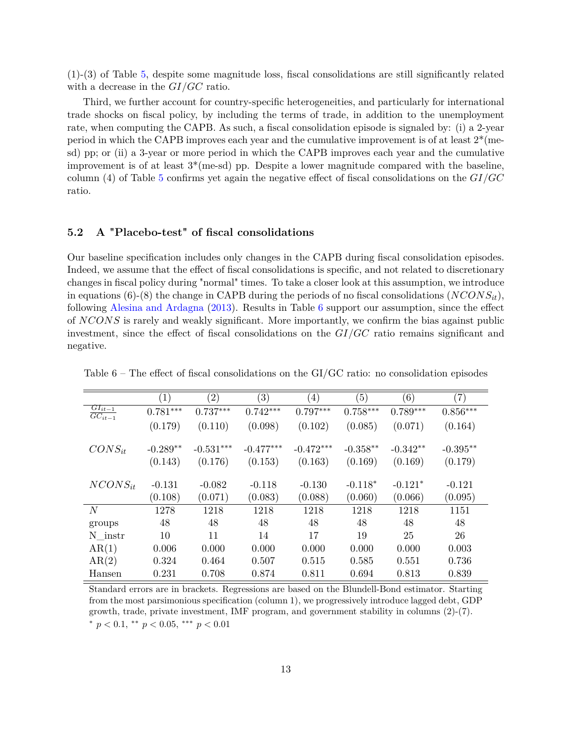(1)-(3) of Table 5, despite some magnitude loss, fiscal consolidations are still significantly related with a decrease in the $GI/GC$ ratio.

Third, we further account for country-specific heterogeneities, and particularly for international trade shocks on fiscal policy, by including the terms of trade, in addition to the unemployment rate, when computing the CAPB. As such, a fiscal consolidation episode is signaled by: (i) a 2-year period in which the CAPB improves each year and the cumulative improvement is of at least 2*(me-sd) pp; or (ii) a 3-year or more period in which the CAPB improves each year and the cumulative improvement is of at least 3*(me-sd) pp. Despite a lower magnitude compared with the baseline, column (4) of Table 5 confirms yet again the negative effect of fiscal consolidations on the $GI/GC$ ratio.

### 5.2 A "Placebo-test" of fiscal consolidations

Our baseline specification includes only changes in the CAPB during fiscal consolidation episodes. Indeed, we assume that the effect of fiscal consolidations is specific, and not related to discretionary changes in fiscal policy during "normal" times. To take a closer look at this assumption, we introduce in equations (6)-(8) the change in CAPB during the periods of no fiscal consolidations ($NCONS_{it}$), following Alesina and Ardagna (2013). Results in Table 6 support our assumption, since the effect of $NCONS$ is rarely and weakly significant. More importantly, we confirm the bias against public investment, since the effect of fiscal consolidations on the $GI/GC$ ratio remains significant and negative.

Table 6 – The effect of fiscal consolidations on the GI/GC ratio: no consolidation episodes

| | (1) | (2) | (3) | (4) | (5) | (6) | (7) |
|---|---|---|---|---|---|---|---|
| $\frac{GI_{it-1}}{GC_{it-1}}$ | $0.781^{***}$ | $0.737^{***}$ | $0.742^{***}$ | $0.797^{***}$ | $0.758^{***}$ | $0.789^{***}$ | $0.856^{***}$ |
| | (0.179) | (0.110) | (0.098) | (0.102) | (0.085) | (0.071) | (0.164) |
| $CONS_{it}$ | $-0.289^{**}$ | $-0.531^{***}$ | $-0.477^{***}$ | $-0.472^{***}$ | $-0.358^{**}$ | $-0.342^{**}$ | $-0.395^{**}$ |
| | (0.143) | (0.176) | (0.153) | (0.163) | (0.169) | (0.169) | (0.179) |
| $NCONS_{it}$ | -0.131 | -0.082 | -0.118 | -0.130 | $-0.118^{*}$ | $-0.121^{*}$ | -0.121 |
| | (0.108) | (0.071) | (0.083) | (0.088) | (0.060) | (0.066) | (0.095) |
| $N$ | 1278 | 1218 | 1218 | 1218 | 1218 | 1218 | 1151 |
| groups | 48 | 48 | 48 | 48 | 48 | 48 | 48 |
| N_instr | 10 | 11 | 14 | 17 | 19 | 25 | 26 |
| AR(1) | 0.006 | 0.000 | 0.000 | 0.000 | 0.000 | 0.000 | 0.003 |
| AR(2) | 0.324 | 0.464 | 0.507 | 0.515 | 0.585 | 0.551 | 0.736 |
| Hansen | 0.231 | 0.708 | 0.874 | 0.811 | 0.694 | 0.813 | 0.839 |

Standard errors are in brackets. Regressions are based on the Blundell-Bond estimator. Starting from the most parsimonious specification (column 1), we progressively introduce lagged debt, GDP growth, trade, private investment, IMF program, and government stability in columns (2)-(7).
$^{*}$ $p < 0.1$, $^{**}$ $p < 0.05$, $^{***}$ $p < 0.01$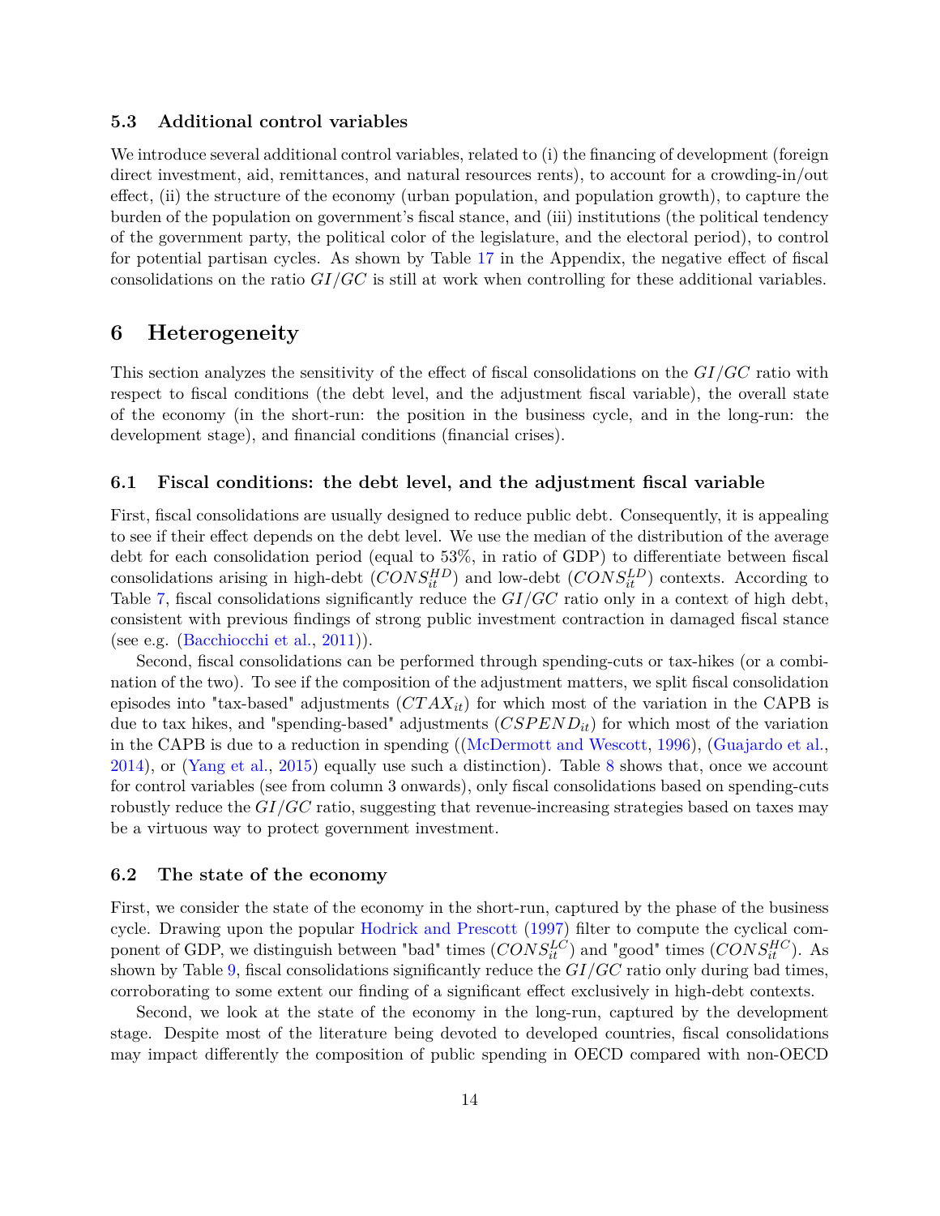### 5.3 Additional control variables

We introduce several additional control variables, related to (i) the financing of development (foreign direct investment, aid, remittances, and natural resources rents), to account for a crowding-in/out effect, (ii) the structure of the economy (urban population, and population growth), to capture the burden of the population on government's fiscal stance, and (iii) institutions (the political tendency of the government party, the political color of the legislature, and the electoral period), to control for potential partisan cycles. As shown by Table 17 in the Appendix, the negative effect of fiscal consolidations on the ratio $GI/GC$ is still at work when controlling for these additional variables.

## 6 Heterogeneity

This section analyzes the sensitivity of the effect of fiscal consolidations on the $GI/GC$ ratio with respect to fiscal conditions (the debt level, and the adjustment fiscal variable), the overall state of the economy (in the short-run: the position in the business cycle, and in the long-run: the development stage), and financial conditions (financial crises).

### 6.1 Fiscal conditions: the debt level, and the adjustment fiscal variable

First, fiscal consolidations are usually designed to reduce public debt. Consequently, it is appealing to see if their effect depends on the debt level. We use the median of the distribution of the average debt for each consolidation period (equal to 53%, in ratio of GDP) to differentiate between fiscal consolidations arising in high-debt ($CONS_{it}^{HD}$) and low-debt ($CONS_{it}^{LD}$) contexts. According to Table 7, fiscal consolidations significantly reduce the $GI/GC$ ratio only in a context of high debt, consistent with previous findings of strong public investment contraction in damaged fiscal stance (see e.g. (Bacchiocchi et al., 2011)).

Second, fiscal consolidations can be performed through spending-cuts or tax-hikes (or a combination of the two). To see if the composition of the adjustment matters, we split fiscal consolidation episodes into "tax-based" adjustments ($CTAX_{it}$) for which most of the variation in the CAPB is due to tax hikes, and "spending-based" adjustments ($CSPEND_{it}$) for which most of the variation in the CAPB is due to a reduction in spending ((McDermott and Wescott, 1996), (Guajardo et al., 2014), or (Yang et al., 2015) equally use such a distinction). Table 8 shows that, once we account for control variables (see from column 3 onwards), only fiscal consolidations based on spending-cuts robustly reduce the $GI/GC$ ratio, suggesting that revenue-increasing strategies based on taxes may be a virtuous way to protect government investment.

### 6.2 The state of the economy

First, we consider the state of the economy in the short-run, captured by the phase of the business cycle. Drawing upon the popular Hodrick and Prescott (1997) filter to compute the cyclical component of GDP, we distinguish between "bad" times ($CONS_{it}^{LC}$) and "good" times ($CONS_{it}^{HC}$). As shown by Table 9, fiscal consolidations significantly reduce the $GI/GC$ ratio only during bad times, corroborating to some extent our finding of a significant effect exclusively in high-debt contexts.

Second, we look at the state of the economy in the long-run, captured by the development stage. Despite most of the literature being devoted to developed countries, fiscal consolidations may impact differently the composition of public spending in OECD compared with non-OECD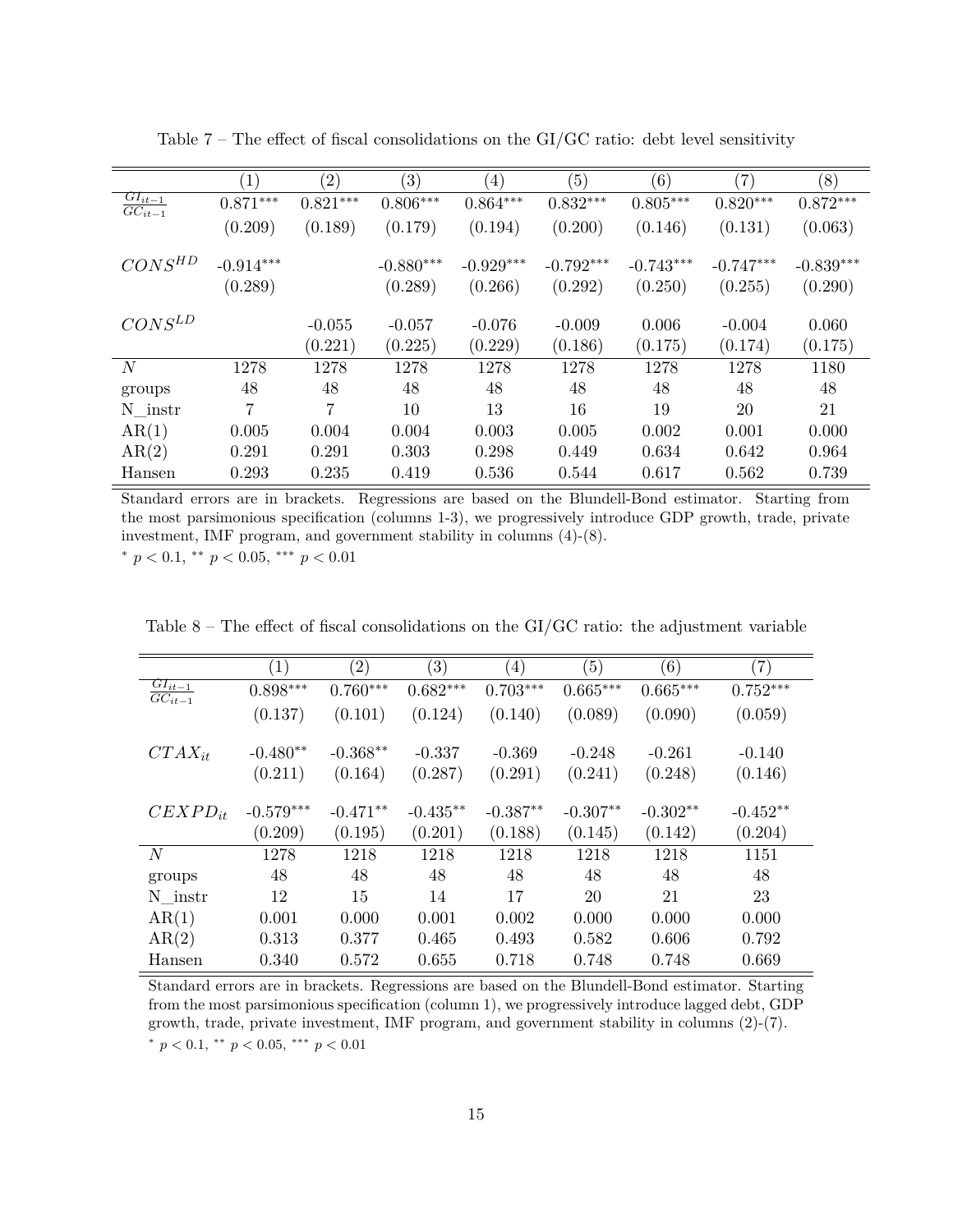Table 7 – The effect of fiscal consolidations on the GI/GC ratio: debt level sensitivity

| | (1) | (2) | (3) | (4) | (5) | (6) | (7) | (8) |
|---|---|---|---|---|---|---|---|---|
| $\frac{GI_{it-1}}{GC_{it-1}}$ | 0.871*** | 0.821*** | 0.806*** | 0.864*** | 0.832*** | 0.805*** | 0.820*** | 0.872*** |
| | (0.209) | (0.189) | (0.179) | (0.194) | (0.200) | (0.146) | (0.131) | (0.063) |
| $CONS^{HD}$ | -0.914*** | | -0.880*** | -0.929*** | -0.792*** | -0.743*** | -0.747*** | -0.839*** |
| | (0.289) | | (0.289) | (0.266) | (0.292) | (0.250) | (0.255) | (0.290) |
| $CONS^{LD}$ | | -0.055 | -0.057 | -0.076 | -0.009 | 0.006 | -0.004 | 0.060 |
| | | (0.221) | (0.225) | (0.229) | (0.186) | (0.175) | (0.174) | (0.175) |
| $N$ | 1278 | 1278 | 1278 | 1278 | 1278 | 1278 | 1278 | 1180 |
| groups | 48 | 48 | 48 | 48 | 48 | 48 | 48 | 48 |
| N_instr | 7 | 7 | 10 | 13 | 16 | 19 | 20 | 21 |
| AR(1) | 0.005 | 0.004 | 0.004 | 0.003 | 0.005 | 0.002 | 0.001 | 0.000 |
| AR(2) | 0.291 | 0.291 | 0.303 | 0.298 | 0.449 | 0.634 | 0.642 | 0.964 |
| Hansen | 0.293 | 0.235 | 0.419 | 0.536 | 0.544 | 0.617 | 0.562 | 0.739 |

Standard errors are in brackets. Regressions are based on the Blundell-Bond estimator. Starting from the most parsimonious specification (columns 1-3), we progressively introduce GDP growth, trade, private investment, IMF program, and government stability in columns (4)-(8).

\* $p < 0.1$, \*\* $p < 0.05$, \*\*\* $p < 0.01$

Table 8 – The effect of fiscal consolidations on the GI/GC ratio: the adjustment variable

| | (1) | (2) | (3) | (4) | (5) | (6) | (7) |
|---|---|---|---|---|---|---|---|
| $\frac{GI_{it-1}}{GC_{it-1}}$ | 0.898*** | 0.760*** | 0.682*** | 0.703*** | 0.665*** | 0.665*** | 0.752*** |
| | (0.137) | (0.101) | (0.124) | (0.140) | (0.089) | (0.090) | (0.059) |
| $CTAX_{it}$ | -0.480** | -0.368** | -0.337 | -0.369 | -0.248 | -0.261 | -0.140 |
| | (0.211) | (0.164) | (0.287) | (0.291) | (0.241) | (0.248) | (0.146) |
| $CEXPD_{it}$ | -0.579*** | -0.471** | -0.435** | -0.387** | -0.307** | -0.302** | -0.452** |
| | (0.209) | (0.195) | (0.201) | (0.188) | (0.145) | (0.142) | (0.204) |
| $N$ | 1278 | 1218 | 1218 | 1218 | 1218 | 1218 | 1151 |
| groups | 48 | 48 | 48 | 48 | 48 | 48 | 48 |
| N_instr | 12 | 15 | 14 | 17 | 20 | 21 | 23 |
| AR(1) | 0.001 | 0.000 | 0.001 | 0.002 | 0.000 | 0.000 | 0.000 |
| AR(2) | 0.313 | 0.377 | 0.465 | 0.493 | 0.582 | 0.606 | 0.792 |
| Hansen | 0.340 | 0.572 | 0.655 | 0.718 | 0.748 | 0.748 | 0.669 |

Standard errors are in brackets. Regressions are based on the Blundell-Bond estimator. Starting from the most parsimonious specification (column 1), we progressively introduce lagged debt, GDP growth, trade, private investment, IMF program, and government stability in columns (2)-(7).

\* $p < 0.1$, \*\* $p < 0.05$, \*\*\* $p < 0.01$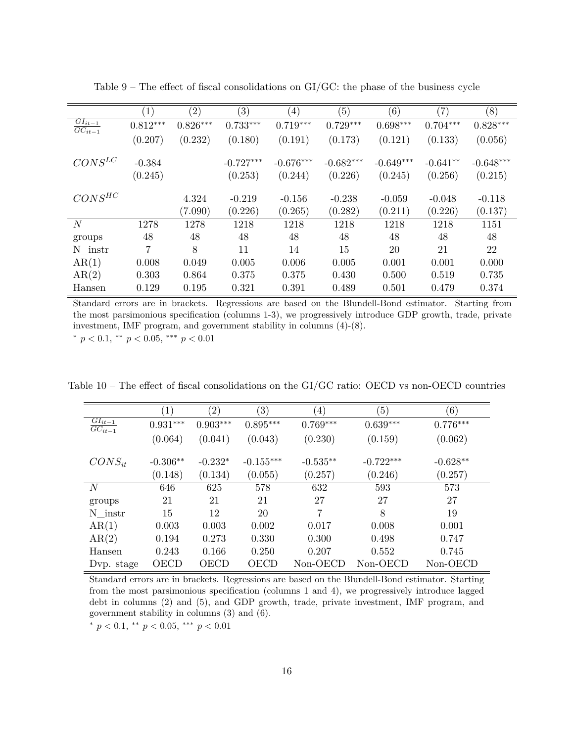Table 9 – The effect of fiscal consolidations on GI/GC: the phase of the business cycle

| | (1) | (2) | (3) | (4) | (5) | (6) | (7) | (8) |
|---|---|---|---|---|---|---|---|---|
| $\frac{GI_{it-1}}{GC_{it-1}}$ | $0.812^{***}$ | $0.826^{***}$ | $0.733^{***}$ | $0.719^{***}$ | $0.729^{***}$ | $0.698^{***}$ | $0.704^{***}$ | $0.828^{***}$ |
| | (0.207) | (0.232) | (0.180) | (0.191) | (0.173) | (0.121) | (0.133) | (0.056) |
| $CONS^{LC}$ | -0.384 | | $-0.727^{***}$ | $-0.676^{***}$ | $-0.682^{***}$ | $-0.649^{***}$ | $-0.641^{**}$ | $-0.648^{***}$ |
| | (0.245) | | (0.253) | (0.244) | (0.226) | (0.245) | (0.256) | (0.215) |
| $CONS^{HC}$ | | 4.324 | -0.219 | -0.156 | -0.238 | -0.059 | -0.048 | -0.118 |
| | | (7.090) | (0.226) | (0.265) | (0.282) | (0.211) | (0.226) | (0.137) |
| $N$ | 1278 | 1278 | 1218 | 1218 | 1218 | 1218 | 1218 | 1151 |
| groups | 48 | 48 | 48 | 48 | 48 | 48 | 48 | 48 |
| N_instr | 7 | 8 | 11 | 14 | 15 | 20 | 21 | 22 |
| AR(1) | 0.008 | 0.049 | 0.005 | 0.006 | 0.005 | 0.001 | 0.001 | 0.000 |
| AR(2) | 0.303 | 0.864 | 0.375 | 0.375 | 0.430 | 0.500 | 0.519 | 0.735 |
| Hansen | 0.129 | 0.195 | 0.321 | 0.391 | 0.489 | 0.501 | 0.479 | 0.374 |

Standard errors are in brackets. Regressions are based on the Blundell-Bond estimator. Starting from the most parsimonious specification (columns 1-3), we progressively introduce GDP growth, trade, private investment, IMF program, and government stability in columns (4)-(8).

$^{*}$ $p < 0.1$, $^{**}$ $p < 0.05$, $^{***}$ $p < 0.01$

Table 10 – The effect of fiscal consolidations on the GI/GC ratio: OECD vs non-OECD countries

| | (1) | (2) | (3) | (4) | (5) | (6) |
|---|---|---|---|---|---|---|
| $\frac{GI_{it-1}}{GC_{it-1}}$ | $0.931^{***}$ | $0.903^{***}$ | $0.895^{***}$ | $0.769^{***}$ | $0.639^{***}$ | $0.776^{***}$ |
| | (0.064) | (0.041) | (0.043) | (0.230) | (0.159) | (0.062) |
| $CONS_{it}$ | $-0.306^{**}$ | $-0.232^{*}$ | $-0.155^{***}$ | $-0.535^{**}$ | $-0.722^{***}$ | $-0.628^{**}$ |
| | (0.148) | (0.134) | (0.055) | (0.257) | (0.246) | (0.257) |
| $N$ | 646 | 625 | 578 | 632 | 593 | 573 |
| groups | 21 | 21 | 21 | 27 | 27 | 27 |
| N_instr | 15 | 12 | 20 | 7 | 8 | 19 |
| AR(1) | 0.003 | 0.003 | 0.002 | 0.017 | 0.008 | 0.001 |
| AR(2) | 0.194 | 0.273 | 0.330 | 0.300 | 0.498 | 0.747 |
| Hansen | 0.243 | 0.166 | 0.250 | 0.207 | 0.552 | 0.745 |
| Dvp. stage | OECD | OECD | OECD | Non-OECD | Non-OECD | Non-OECD |

Standard errors are in brackets. Regressions are based on the Blundell-Bond estimator. Starting from the most parsimonious specification (columns 1 and 4), we progressively introduce lagged debt in columns (2) and (5), and GDP growth, trade, private investment, IMF program, and government stability in columns (3) and (6).

$^{*}$ $p < 0.1$, $^{**}$ $p < 0.05$, $^{***}$ $p < 0.01$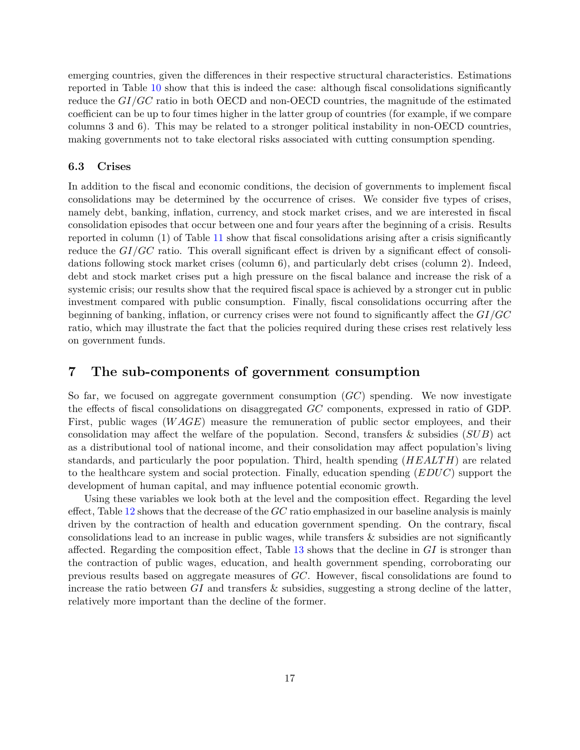emerging countries, given the differences in their respective structural characteristics. Estimations reported in Table 10 show that this is indeed the case: although fiscal consolidations significantly reduce the $GI/GC$ ratio in both OECD and non-OECD countries, the magnitude of the estimated coefficient can be up to four times higher in the latter group of countries (for example, if we compare columns 3 and 6). This may be related to a stronger political instability in non-OECD countries, making governments not to take electoral risks associated with cutting consumption spending.

### 6.3 Crises

In addition to the fiscal and economic conditions, the decision of governments to implement fiscal consolidations may be determined by the occurrence of crises. We consider five types of crises, namely debt, banking, inflation, currency, and stock market crises, and we are interested in fiscal consolidation episodes that occur between one and four years after the beginning of a crisis. Results reported in column (1) of Table 11 show that fiscal consolidations arising after a crisis significantly reduce the $GI/GC$ ratio. This overall significant effect is driven by a significant effect of consolidations following stock market crises (column 6), and particularly debt crises (column 2). Indeed, debt and stock market crises put a high pressure on the fiscal balance and increase the risk of a systemic crisis; our results show that the required fiscal space is achieved by a stronger cut in public investment compared with public consumption. Finally, fiscal consolidations occurring after the beginning of banking, inflation, or currency crises were not found to significantly affect the $GI/GC$ ratio, which may illustrate the fact that the policies required during these crises rest relatively less on government funds.

## 7 The sub-components of government consumption

So far, we focused on aggregate government consumption ($GC$) spending. We now investigate the effects of fiscal consolidations on disaggregated $GC$ components, expressed in ratio of GDP. First, public wages ($WAGE$) measure the remuneration of public sector employees, and their consolidation may affect the welfare of the population. Second, transfers & subsidies ($SUB$) act as a distributional tool of national income, and their consolidation may affect population's living standards, and particularly the poor population. Third, health spending ($HEALTH$) are related to the healthcare system and social protection. Finally, education spending ($EDUC$) support the development of human capital, and may influence potential economic growth.

Using these variables we look both at the level and the composition effect. Regarding the level effect, Table 12 shows that the decrease of the $GC$ ratio emphasized in our baseline analysis is mainly driven by the contraction of health and education government spending. On the contrary, fiscal consolidations lead to an increase in public wages, while transfers & subsidies are not significantly affected. Regarding the composition effect, Table 13 shows that the decline in $GI$ is stronger than the contraction of public wages, education, and health government spending, corroborating our previous results based on aggregate measures of $GC$. However, fiscal consolidations are found to increase the ratio between $GI$ and transfers & subsidies, suggesting a strong decline of the latter, relatively more important than the decline of the former.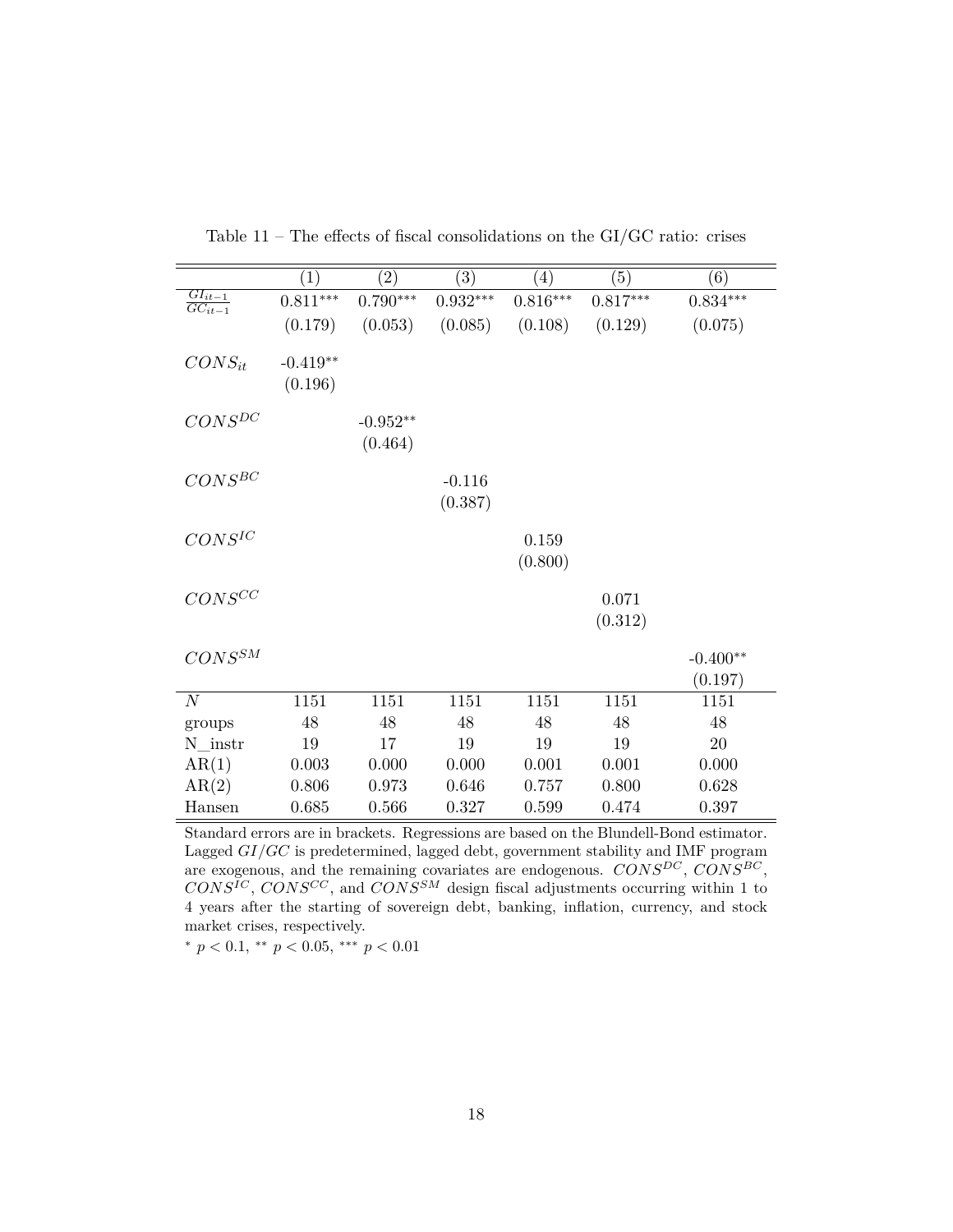Table 11 – The effects of fiscal consolidations on the GI/GC ratio: crises

| | (1) | (2) | (3) | (4) | (5) | (6) |
|---|---|---|---|---|---|---|
| $\frac{GI_{it-1}}{GC_{it-1}}$ | 0.811*** | 0.790*** | 0.932*** | 0.816*** | 0.817*** | 0.834*** |
| | (0.179) | (0.053) | (0.085) | (0.108) | (0.129) | (0.075) |
| $CONS_{it}$ | -0.419** | | | | | |
| | (0.196) | | | | | |
| $CONS^{DC}$ | | -0.952** | | | | |
| | | (0.464) | | | | |
| $CONS^{BC}$ | | | -0.116 | | | |
| | | | (0.387) | | | |
| $CONS^{IC}$ | | | | 0.159 | | |
| | | | | (0.800) | | |
| $CONS^{CC}$ | | | | | 0.071 | |
| | | | | | (0.312) | |
| $CONS^{SM}$ | | | | | | -0.400** |
| | | | | | | (0.197) |
| $N$ | 1151 | 1151 | 1151 | 1151 | 1151 | 1151 |
| groups | 48 | 48 | 48 | 48 | 48 | 48 |
| N_instr | 19 | 17 | 19 | 19 | 19 | 20 |
| AR(1) | 0.003 | 0.000 | 0.000 | 0.001 | 0.001 | 0.000 |
| AR(2) | 0.806 | 0.973 | 0.646 | 0.757 | 0.800 | 0.628 |
| Hansen | 0.685 | 0.566 | 0.327 | 0.599 | 0.474 | 0.397 |

Standard errors are in brackets. Regressions are based on the Blundell-Bond estimator. Lagged $GI/GC$ is predetermined, lagged debt, government stability and IMF program are exogenous, and the remaining covariates are endogenous. $CONS^{DC}$, $CONS^{BC}$, $CONS^{IC}$, $CONS^{CC}$, and $CONS^{SM}$ design fiscal adjustments occurring within 1 to 4 years after the starting of sovereign debt, banking, inflation, currency, and stock market crises, respectively.

$^{*}$ $p < 0.1$, $^{**}$ $p < 0.05$, $^{***}$ $p < 0.01$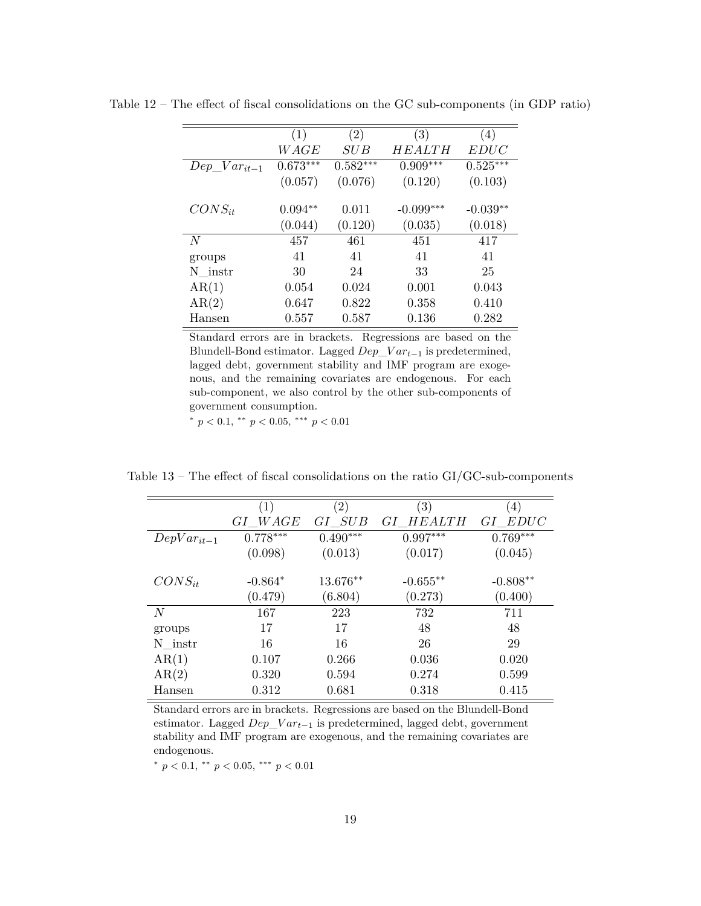Table 12 – The effect of fiscal consolidations on the GC sub-components (in GDP ratio)

| | (1) | (2) | (3) | (4) |
|---|---|---|---|---|
| | $WAGE$ | $SUB$ | $HEALTH$ | $EDUC$ |
| $Dep\_Var_{it-1}$ | 0.673*** | 0.582*** | 0.909*** | 0.525*** |
| | (0.057) | (0.076) | (0.120) | (0.103) |
| $CONS_{it}$ | 0.094** | 0.011 | -0.099*** | -0.039** |
| | (0.044) | (0.120) | (0.035) | (0.018) |
| $N$ | 457 | 461 | 451 | 417 |
| groups | 41 | 41 | 41 | 41 |
| N_instr | 30 | 24 | 33 | 25 |
| AR(1) | 0.054 | 0.024 | 0.001 | 0.043 |
| AR(2) | 0.647 | 0.822 | 0.358 | 0.410 |
| Hansen | 0.557 | 0.587 | 0.136 | 0.282 |

Standard errors are in brackets. Regressions are based on the Blundell-Bond estimator. Lagged $Dep\_Var_{t-1}$ is predetermined, lagged debt, government stability and IMF program are exogenous, and the remaining covariates are endogenous. For each sub-component, we also control by the other sub-components of government consumption.

$^{*}$ $p < 0.1$, $^{**}$ $p < 0.05$, $^{***}$ $p < 0.01$

Table 13 – The effect of fiscal consolidations on the ratio GI/GC-sub-components

| | (1) | (2) | (3) | (4) |
|---|---|---|---|---|
| | $GI\_WAGE$ | $GI\_SUB$ | $GI\_HEALTH$ | $GI\_EDUC$ |
| $DepVar_{it-1}$ | 0.778*** | 0.490*** | 0.997*** | 0.769*** |
| | (0.098) | (0.013) | (0.017) | (0.045) |
| $CONS_{it}$ | -0.864* | 13.676** | -0.655** | -0.808** |
| | (0.479) | (6.804) | (0.273) | (0.400) |
| $N$ | 167 | 223 | 732 | 711 |
| groups | 17 | 17 | 48 | 48 |
| N_instr | 16 | 16 | 26 | 29 |
| AR(1) | 0.107 | 0.266 | 0.036 | 0.020 |
| AR(2) | 0.320 | 0.594 | 0.274 | 0.599 |
| Hansen | 0.312 | 0.681 | 0.318 | 0.415 |

Standard errors are in brackets. Regressions are based on the Blundell-Bond estimator. Lagged $Dep\_Var_{t-1}$ is predetermined, lagged debt, government stability and IMF program are exogenous, and the remaining covariates are endogenous.

$^{*}$ $p < 0.1$, $^{**}$ $p < 0.05$, $^{***}$ $p < 0.01$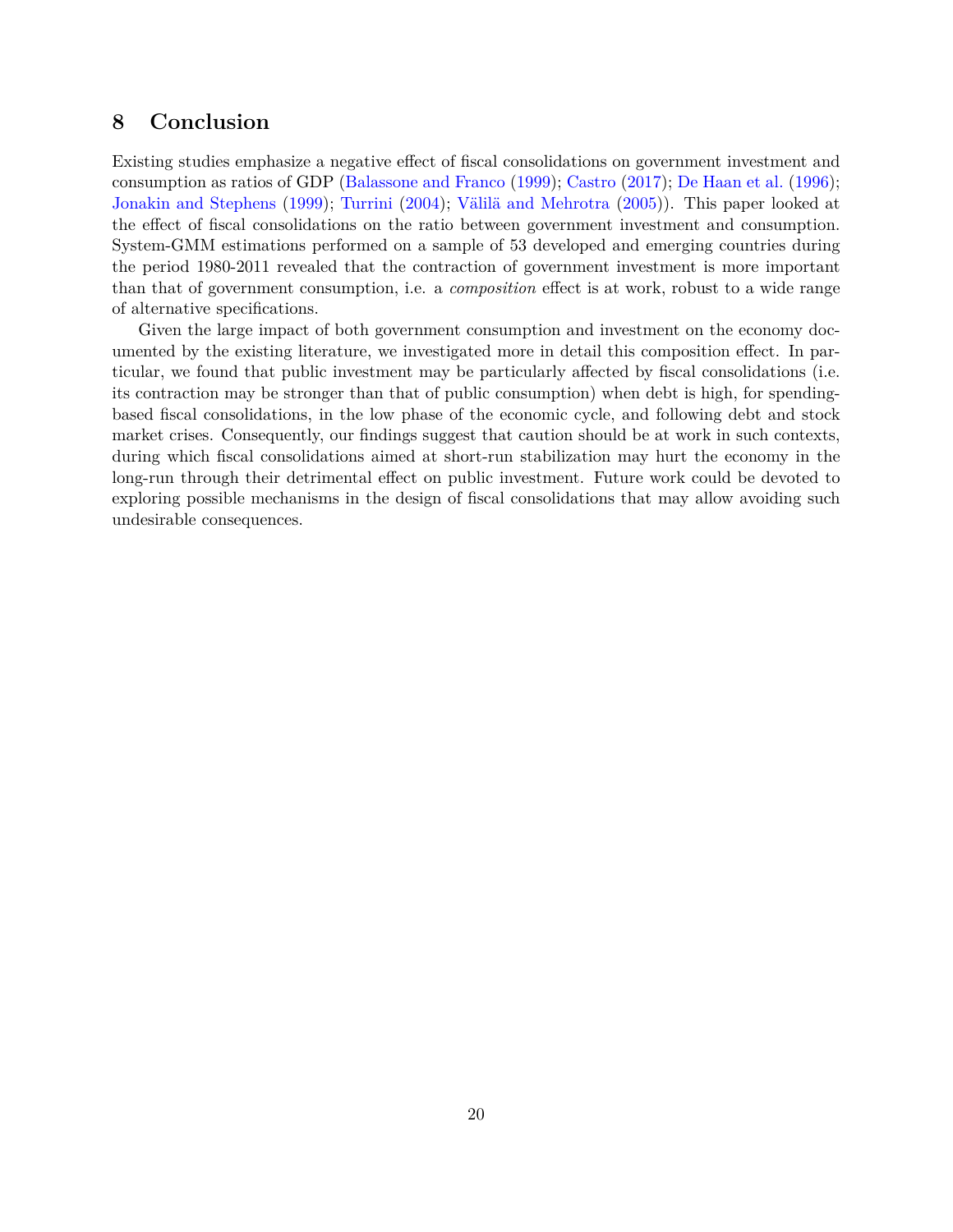## 8 Conclusion

Existing studies emphasize a negative effect of fiscal consolidations on government investment and consumption as ratios of GDP (Balassone and Franco (1999); Castro (2017); De Haan et al. (1996); Jonakin and Stephens (1999); Turrini (2004); Välilä and Mehrotra (2005)). This paper looked at the effect of fiscal consolidations on the ratio between government investment and consumption. System-GMM estimations performed on a sample of 53 developed and emerging countries during the period 1980-2011 revealed that the contraction of government investment is more important than that of government consumption, i.e. a *composition* effect is at work, robust to a wide range of alternative specifications.

Given the large impact of both government consumption and investment on the economy documented by the existing literature, we investigated more in detail this composition effect. In particular, we found that public investment may be particularly affected by fiscal consolidations (i.e. its contraction may be stronger than that of public consumption) when debt is high, for spending-based fiscal consolidations, in the low phase of the economic cycle, and following debt and stock market crises. Consequently, our findings suggest that caution should be at work in such contexts, during which fiscal consolidations aimed at short-run stabilization may hurt the economy in the long-run through their detrimental effect on public investment. Future work could be devoted to exploring possible mechanisms in the design of fiscal consolidations that may allow avoiding such undesirable consequences.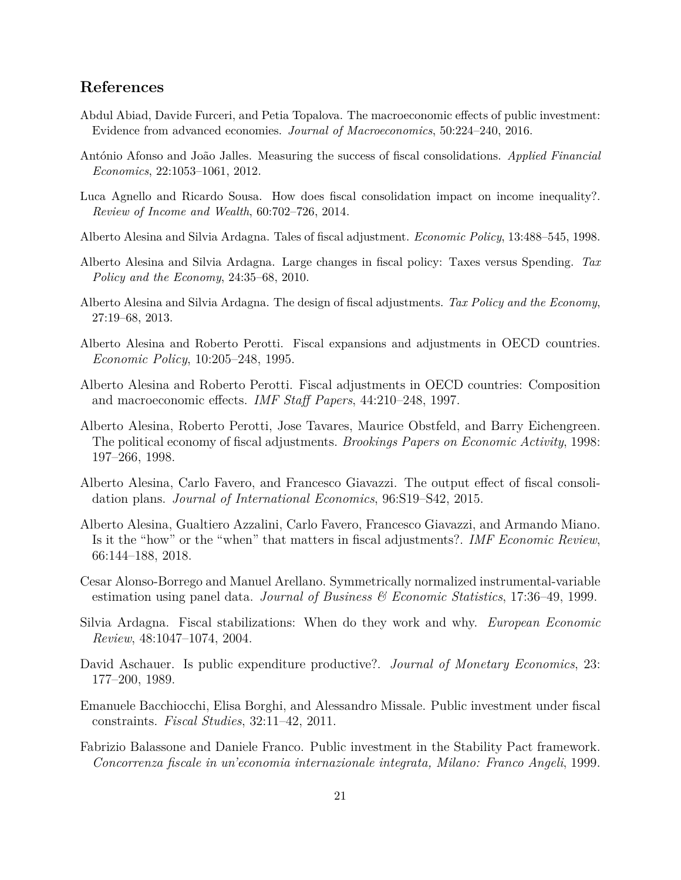## References

Abdul Abiad, Davide Furceri, and Petia Topalova. The macroeconomic effects of public investment: Evidence from advanced economies. *Journal of Macroeconomics*, 50:224–240, 2016.

António Afonso and João Jalles. Measuring the success of fiscal consolidations. *Applied Financial Economics*, 22:1053–1061, 2012.

Luca Agnello and Ricardo Sousa. How does fiscal consolidation impact on income inequality?. *Review of Income and Wealth*, 60:702–726, 2014.

Alberto Alesina and Silvia Ardagna. Tales of fiscal adjustment. *Economic Policy*, 13:488–545, 1998.

Alberto Alesina and Silvia Ardagna. Large changes in fiscal policy: Taxes versus Spending. *Tax Policy and the Economy*, 24:35–68, 2010.

Alberto Alesina and Silvia Ardagna. The design of fiscal adjustments. *Tax Policy and the Economy*, 27:19–68, 2013.

Alberto Alesina and Roberto Perotti. Fiscal expansions and adjustments in OECD countries. *Economic Policy*, 10:205–248, 1995.

Alberto Alesina and Roberto Perotti. Fiscal adjustments in OECD countries: Composition and macroeconomic effects. *IMF Staff Papers*, 44:210–248, 1997.

Alberto Alesina, Roberto Perotti, Jose Tavares, Maurice Obstfeld, and Barry Eichengreen. The political economy of fiscal adjustments. *Brookings Papers on Economic Activity*, 1998: 197–266, 1998.

Alberto Alesina, Carlo Favero, and Francesco Giavazzi. The output effect of fiscal consolidation plans. *Journal of International Economics*, 96:S19–S42, 2015.

Alberto Alesina, Gualtiero Azzalini, Carlo Favero, Francesco Giavazzi, and Armando Miano. Is it the "how" or the "when" that matters in fiscal adjustments?. *IMF Economic Review*, 66:144–188, 2018.

Cesar Alonso-Borrego and Manuel Arellano. Symmetrically normalized instrumental-variable estimation using panel data. *Journal of Business & Economic Statistics*, 17:36–49, 1999.

Silvia Ardagna. Fiscal stabilizations: When do they work and why. *European Economic Review*, 48:1047–1074, 2004.

David Aschauer. Is public expenditure productive?. *Journal of Monetary Economics*, 23: 177–200, 1989.

Emanuele Bacchiocchi, Elisa Borghi, and Alessandro Missale. Public investment under fiscal constraints. *Fiscal Studies*, 32:11–42, 2011.

Fabrizio Balassone and Daniele Franco. Public investment in the Stability Pact framework. *Concorrenza fiscale in un'economia internazionale integrata, Milano: Franco Angeli*, 1999.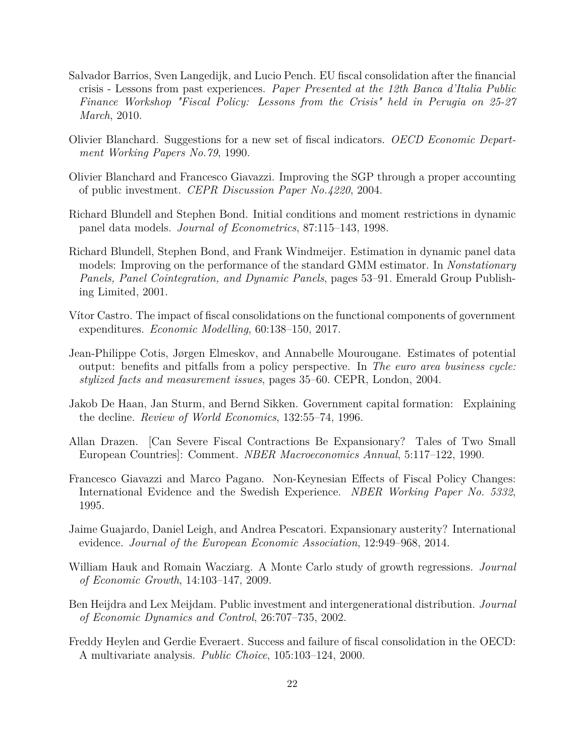Salvador Barrios, Sven Langedijk, and Lucio Pench. EU fiscal consolidation after the financial crisis - Lessons from past experiences. *Paper Presented at the 12th Banca d'Italia Public Finance Workshop "Fiscal Policy: Lessons from the Crisis" held in Perugia on 25-27 March*, 2010.

Olivier Blanchard. Suggestions for a new set of fiscal indicators. *OECD Economic Department Working Papers No.79*, 1990.

Olivier Blanchard and Francesco Giavazzi. Improving the SGP through a proper accounting of public investment. *CEPR Discussion Paper No.4220*, 2004.

Richard Blundell and Stephen Bond. Initial conditions and moment restrictions in dynamic panel data models. *Journal of Econometrics*, 87:115–143, 1998.

Richard Blundell, Stephen Bond, and Frank Windmeijer. Estimation in dynamic panel data models: Improving on the performance of the standard GMM estimator. In *Nonstationary Panels, Panel Cointegration, and Dynamic Panels*, pages 53–91. Emerald Group Publishing Limited, 2001.

Vítor Castro. The impact of fiscal consolidations on the functional components of government expenditures. *Economic Modelling*, 60:138–150, 2017.

Jean-Philippe Cotis, Jørgen Elmeskov, and Annabelle Mourougane. Estimates of potential output: benefits and pitfalls from a policy perspective. In *The euro area business cycle: stylized facts and measurement issues*, pages 35–60. CEPR, London, 2004.

Jakob De Haan, Jan Sturm, and Bernd Sikken. Government capital formation: Explaining the decline. *Review of World Economics*, 132:55–74, 1996.

Allan Drazen. [Can Severe Fiscal Contractions Be Expansionary? Tales of Two Small European Countries]: Comment. *NBER Macroeconomics Annual*, 5:117–122, 1990.

Francesco Giavazzi and Marco Pagano. Non-Keynesian Effects of Fiscal Policy Changes: International Evidence and the Swedish Experience. *NBER Working Paper No. 5332*, 1995.

Jaime Guajardo, Daniel Leigh, and Andrea Pescatori. Expansionary austerity? International evidence. *Journal of the European Economic Association*, 12:949–968, 2014.

William Hauk and Romain Wacziarg. A Monte Carlo study of growth regressions. *Journal of Economic Growth*, 14:103–147, 2009.

Ben Heijdra and Lex Meijdam. Public investment and intergenerational distribution. *Journal of Economic Dynamics and Control*, 26:707–735, 2002.

Freddy Heylen and Gerdie Everaert. Success and failure of fiscal consolidation in the OECD: A multivariate analysis. *Public Choice*, 105:103–124, 2000.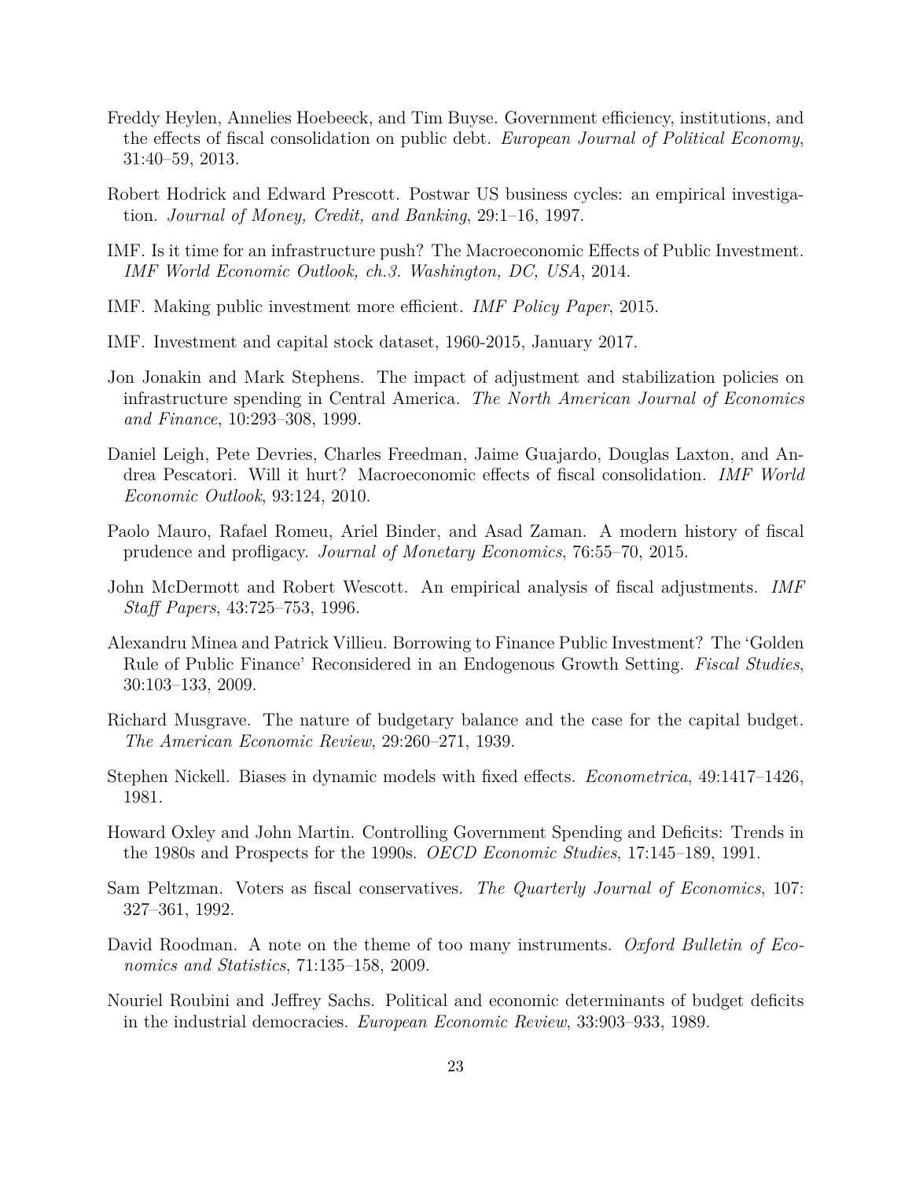Freddy Heylen, Annelies Hoebeeck, and Tim Buyse. Government efficiency, institutions, and the effects of fiscal consolidation on public debt. *European Journal of Political Economy*, 31:40–59, 2013.

Robert Hodrick and Edward Prescott. Postwar US business cycles: an empirical investigation. *Journal of Money, Credit, and Banking*, 29:1–16, 1997.

IMF. Is it time for an infrastructure push? The Macroeconomic Effects of Public Investment. *IMF World Economic Outlook, ch.3. Washington, DC, USA*, 2014.

IMF. Making public investment more efficient. *IMF Policy Paper*, 2015.

IMF. Investment and capital stock dataset, 1960-2015, January 2017.

Jon Jonakin and Mark Stephens. The impact of adjustment and stabilization policies on infrastructure spending in Central America. *The North American Journal of Economics and Finance*, 10:293–308, 1999.

Daniel Leigh, Pete Devries, Charles Freedman, Jaime Guajardo, Douglas Laxton, and Andrea Pescatori. Will it hurt? Macroeconomic effects of fiscal consolidation. *IMF World Economic Outlook*, 93:124, 2010.

Paolo Mauro, Rafael Romeu, Ariel Binder, and Asad Zaman. A modern history of fiscal prudence and profligacy. *Journal of Monetary Economics*, 76:55–70, 2015.

John McDermott and Robert Wescott. An empirical analysis of fiscal adjustments. *IMF Staff Papers*, 43:725–753, 1996.

Alexandru Minea and Patrick Villieu. Borrowing to Finance Public Investment? The 'Golden Rule of Public Finance' Reconsidered in an Endogenous Growth Setting. *Fiscal Studies*, 30:103–133, 2009.

Richard Musgrave. The nature of budgetary balance and the case for the capital budget. *The American Economic Review*, 29:260–271, 1939.

Stephen Nickell. Biases in dynamic models with fixed effects. *Econometrica*, 49:1417–1426, 1981.

Howard Oxley and John Martin. Controlling Government Spending and Deficits: Trends in the 1980s and Prospects for the 1990s. *OECD Economic Studies*, 17:145–189, 1991.

Sam Peltzman. Voters as fiscal conservatives. *The Quarterly Journal of Economics*, 107: 327–361, 1992.

David Roodman. A note on the theme of too many instruments. *Oxford Bulletin of Economics and Statistics*, 71:135–158, 2009.

Nouriel Roubini and Jeffrey Sachs. Political and economic determinants of budget deficits in the industrial democracies. *European Economic Review*, 33:903–933, 1989.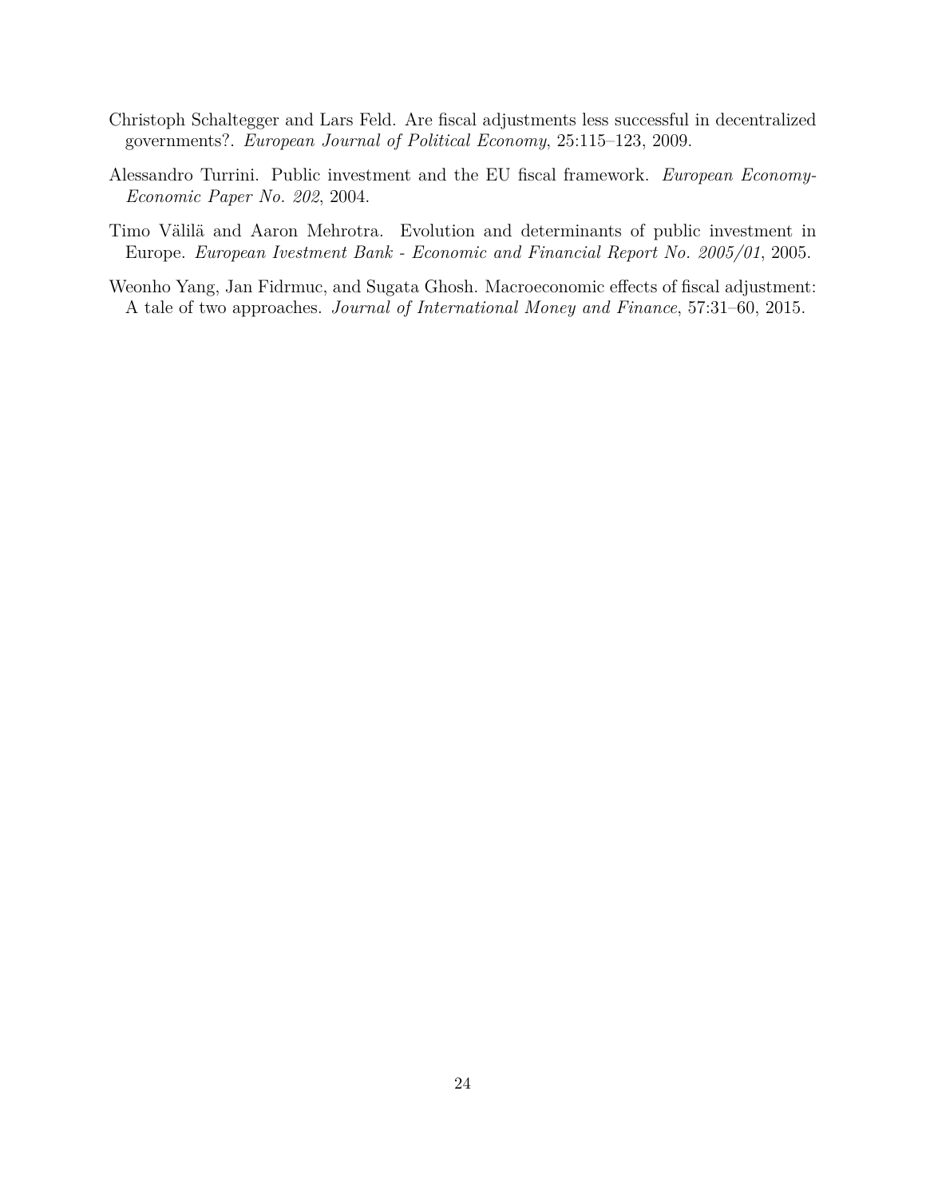Christoph Schaltegger and Lars Feld. Are fiscal adjustments less successful in decentralized governments?. *European Journal of Political Economy*, 25:115–123, 2009.

Alessandro Turrini. Public investment and the EU fiscal framework. *European Economy-Economic Paper No. 202*, 2004.

Timo Välilä and Aaron Mehrotra. Evolution and determinants of public investment in Europe. *European Ivestment Bank - Economic and Financial Report No. 2005/01*, 2005.

Weonho Yang, Jan Fidrmuc, and Sugata Ghosh. Macroeconomic effects of fiscal adjustment: A tale of two approaches. *Journal of International Money and Finance*, 57:31–60, 2015.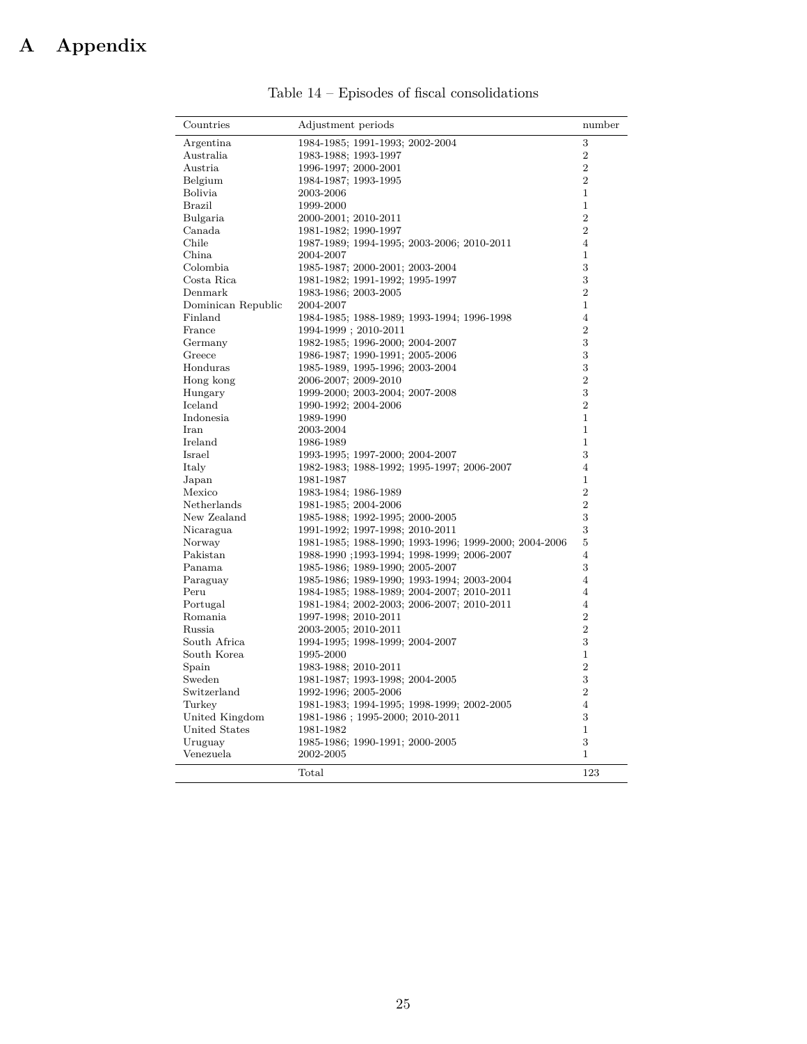# A Appendix

Table 14 – Episodes of fiscal consolidations

| Countries | Adjustment periods | number |
|---|---|---|
| Argentina | 1984-1985; 1991-1993; 2002-2004 | 3 |
| Australia | 1983-1988; 1993-1997 | 2 |
| Austria | 1996-1997; 2000-2001 | 2 |
| Belgium | 1984-1987; 1993-1995 | 2 |
| Bolivia | 2003-2006 | 1 |
| Brazil | 1999-2000 | 1 |
| Bulgaria | 2000-2001; 2010-2011 | 2 |
| Canada | 1981-1982; 1990-1997 | 2 |
| Chile | 1987-1989; 1994-1995; 2003-2006; 2010-2011 | 4 |
| China | 2004-2007 | 1 |
| Colombia | 1985-1987; 2000-2001; 2003-2004 | 3 |
| Costa Rica | 1981-1982; 1991-1992; 1995-1997 | 3 |
| Denmark | 1983-1986; 2003-2005 | 2 |
| Dominican Republic | 2004-2007 | 1 |
| Finland | 1984-1985; 1988-1989; 1993-1994; 1996-1998 | 4 |
| France | 1994-1999 ; 2010-2011 | 2 |
| Germany | 1982-1985; 1996-2000; 2004-2007 | 3 |
| Greece | 1986-1987; 1990-1991; 2005-2006 | 3 |
| Honduras | 1985-1989, 1995-1996; 2003-2004 | 3 |
| Hong kong | 2006-2007; 2009-2010 | 2 |
| Hungary | 1999-2000; 2003-2004; 2007-2008 | 3 |
| Iceland | 1990-1992; 2004-2006 | 2 |
| Indonesia | 1989-1990 | 1 |
| Iran | 2003-2004 | 1 |
| Ireland | 1986-1989 | 1 |
| Israel | 1993-1995; 1997-2000; 2004-2007 | 3 |
| Italy | 1982-1983; 1988-1992; 1995-1997; 2006-2007 | 4 |
| Japan | 1981-1987 | 1 |
| Mexico | 1983-1984; 1986-1989 | 2 |
| Netherlands | 1981-1985; 2004-2006 | 2 |
| New Zealand | 1985-1988; 1992-1995; 2000-2005 | 3 |
| Nicaragua | 1991-1992; 1997-1998; 2010-2011 | 3 |
| Norway | 1981-1985; 1988-1990; 1993-1996; 1999-2000; 2004-2006 | 5 |
| Pakistan | 1988-1990 ;1993-1994; 1998-1999; 2006-2007 | 4 |
| Panama | 1985-1986; 1989-1990; 2005-2007 | 3 |
| Paraguay | 1985-1986; 1989-1990; 1993-1994; 2003-2004 | 4 |
| Peru | 1984-1985; 1988-1989; 2004-2007; 2010-2011 | 4 |
| Portugal | 1981-1984; 2002-2003; 2006-2007; 2010-2011 | 4 |
| Romania | 1997-1998; 2010-2011 | 2 |
| Russia | 2003-2005; 2010-2011 | 2 |
| South Africa | 1994-1995; 1998-1999; 2004-2007 | 3 |
| South Korea | 1995-2000 | 1 |
| Spain | 1983-1988; 2010-2011 | 2 |
| Sweden | 1981-1987; 1993-1998; 2004-2005 | 3 |
| Switzerland | 1992-1996; 2005-2006 | 2 |
| Turkey | 1981-1983; 1994-1995; 1998-1999; 2002-2005 | 4 |
| United Kingdom | 1981-1986 ; 1995-2000; 2010-2011 | 3 |
| United States | 1981-1982 | 1 |
| Uruguay | 1985-1986; 1990-1991; 2000-2005 | 3 |
| Venezuela | 2002-2005 | 1 |
| | Total | 123 |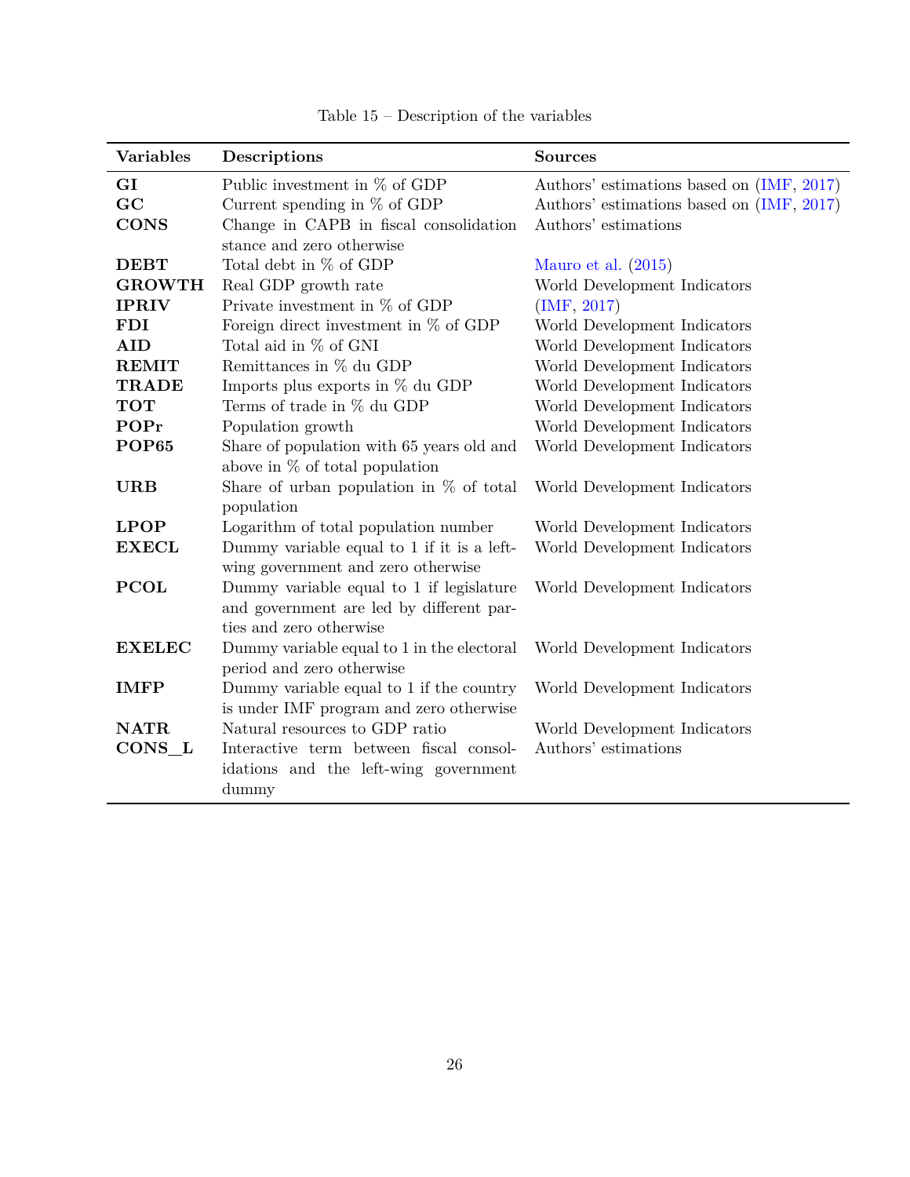Table 15 – Description of the variables

| Variables | Descriptions | Sources |
| --- | --- | --- |
| **GI** | Public investment in % of GDP | Authors' estimations based on (IMF, 2017) |
| **GC** | Current spending in % of GDP | Authors' estimations based on (IMF, 2017) |
| **CONS** | Change in CAPB in fiscal consolidation stance and zero otherwise | Authors' estimations |
| **DEBT** | Total debt in % of GDP | Mauro et al. (2015) |
| **GROWTH** | Real GDP growth rate | World Development Indicators |
| **IPRIV** | Private investment in % of GDP | (IMF, 2017) |
| **FDI** | Foreign direct investment in % of GDP | World Development Indicators |
| **AID** | Total aid in % of GNI | World Development Indicators |
| **REMIT** | Remittances in % du GDP | World Development Indicators |
| **TRADE** | Imports plus exports in % du GDP | World Development Indicators |
| **TOT** | Terms of trade in % du GDP | World Development Indicators |
| **POPr** | Population growth | World Development Indicators |
| **POP65** | Share of population with 65 years old and above in % of total population | World Development Indicators |
| **URB** | Share of urban population in % of total population | World Development Indicators |
| **LPOP** | Logarithm of total population number | World Development Indicators |
| **EXECL** | Dummy variable equal to 1 if it is a left-wing government and zero otherwise | World Development Indicators |
| **PCOL** | Dummy variable equal to 1 if legislature and government are led by different parties and zero otherwise | World Development Indicators |
| **EXELEC** | Dummy variable equal to 1 in the electoral period and zero otherwise | World Development Indicators |
| **IMFP** | Dummy variable equal to 1 if the country is under IMF program and zero otherwise | World Development Indicators |
| **NATR** | Natural resources to GDP ratio | World Development Indicators |
| **CONS_L** | Interactive term between fiscal consolidations and the left-wing government dummy | Authors' estimations |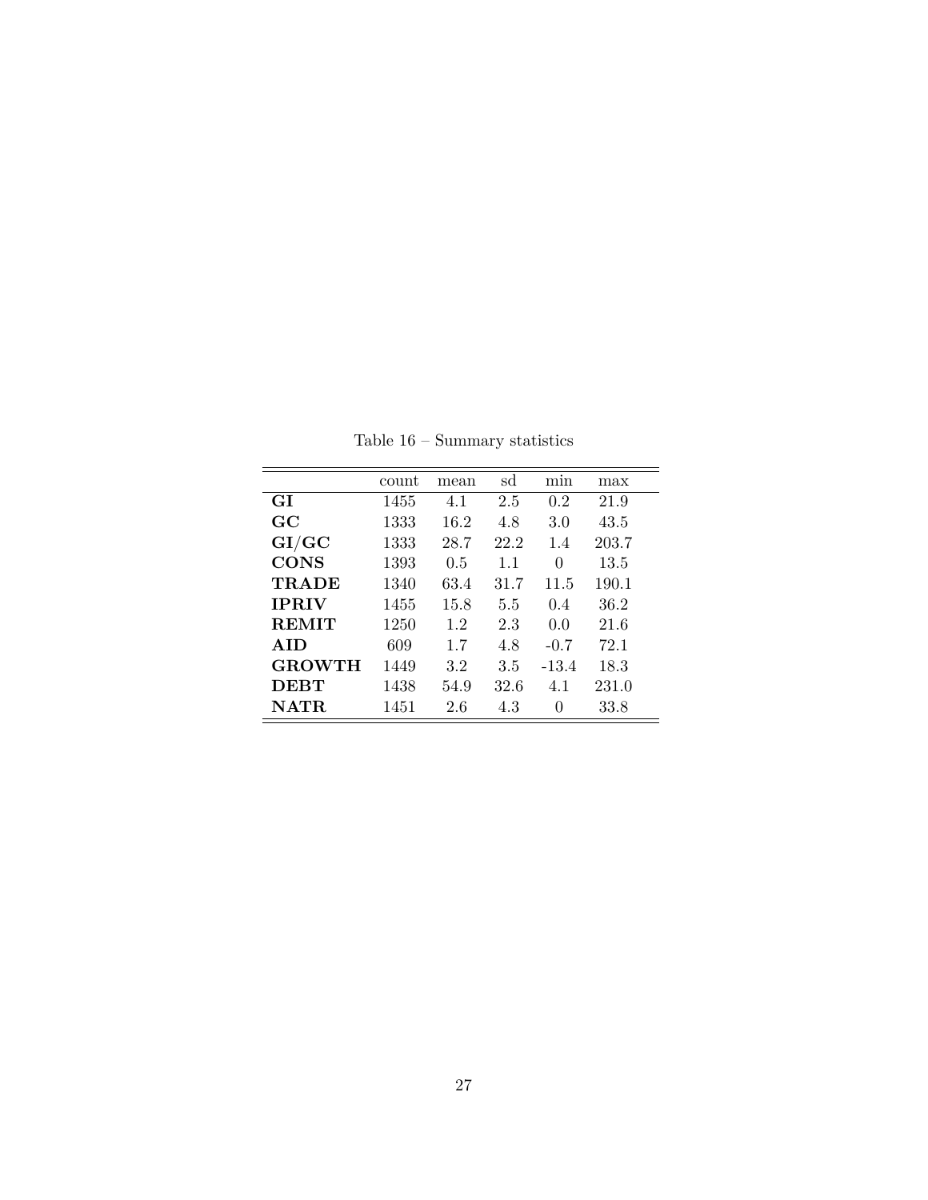Table 16 – Summary statistics

| | count | mean | sd | min | max |
|---|---|---|---|---|---|
| **GI** | 1455 | 4.1 | 2.5 | 0.2 | 21.9 |
| **GC** | 1333 | 16.2 | 4.8 | 3.0 | 43.5 |
| **GI/GC** | 1333 | 28.7 | 22.2 | 1.4 | 203.7 |
| **CONS** | 1393 | 0.5 | 1.1 | 0 | 13.5 |
| **TRADE** | 1340 | 63.4 | 31.7 | 11.5 | 190.1 |
| **IPRIV** | 1455 | 15.8 | 5.5 | 0.4 | 36.2 |
| **REMIT** | 1250 | 1.2 | 2.3 | 0.0 | 21.6 |
| **AID** | 609 | 1.7 | 4.8 | -0.7 | 72.1 |
| **GROWTH** | 1449 | 3.2 | 3.5 | -13.4 | 18.3 |
| **DEBT** | 1438 | 54.9 | 32.6 | 4.1 | 231.0 |
| **NATR** | 1451 | 2.6 | 4.3 | 0 | 33.8 |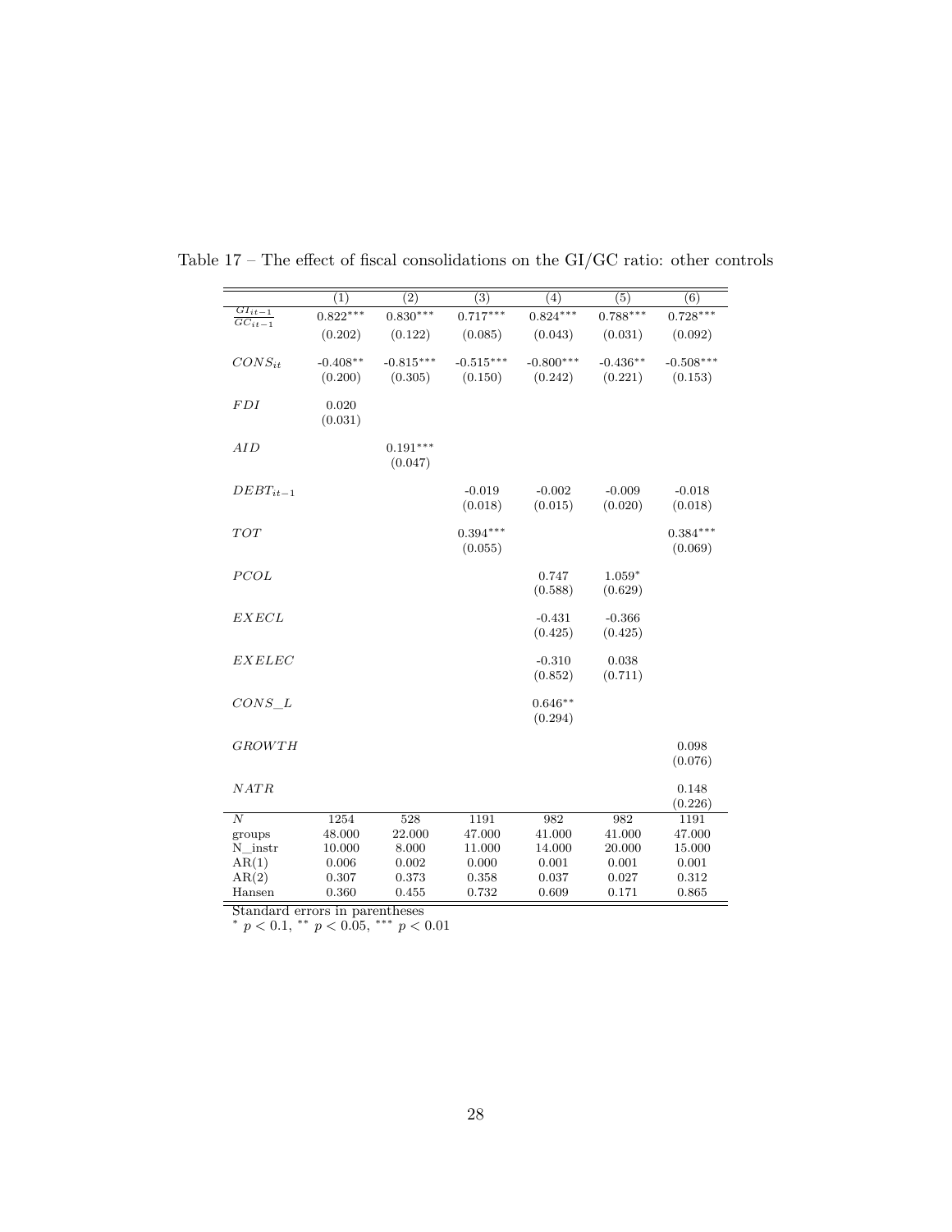Table 17 – The effect of fiscal consolidations on the GI/GC ratio: other controls

| | (1) | (2) | (3) | (4) | (5) | (6) |
|---|---|---|---|---|---|---|
| $\frac{GI_{it-1}}{GC_{it-1}}$ | 0.822*** | 0.830*** | 0.717*** | 0.824*** | 0.788*** | 0.728*** |
| | (0.202) | (0.122) | (0.085) | (0.043) | (0.031) | (0.092) |
| $CONS_{it}$ | -0.408** | -0.815*** | -0.515*** | -0.800*** | -0.436** | -0.508*** |
| | (0.200) | (0.305) | (0.150) | (0.242) | (0.221) | (0.153) |
| $FDI$ | 0.020 | | | | | |
| | (0.031) | | | | | |
| $AID$ | | 0.191*** | | | | |
| | | (0.047) | | | | |
| $DEBT_{it-1}$ | | | -0.019 | -0.002 | -0.009 | -0.018 |
| | | | (0.018) | (0.015) | (0.020) | (0.018) |
| $TOT$ | | | 0.394*** | | | 0.384*** |
| | | | (0.055) | | | (0.069) |
| $PCOL$ | | | | 0.747 | 1.059* | |
| | | | | (0.588) | (0.629) | |
| $EXECL$ | | | | -0.431 | -0.366 | |
| | | | | (0.425) | (0.425) | |
| $EXELEC$ | | | | -0.310 | 0.038 | |
| | | | | (0.852) | (0.711) | |
| $CONS\_L$ | | | | 0.646** | | |
| | | | | (0.294) | | |
| $GROWTH$ | | | | | | 0.098 |
| | | | | | | (0.076) |
| $NATR$ | | | | | | 0.148 |
| | | | | | | (0.226) |
| $N$ | 1254 | 528 | 1191 | 982 | 982 | 1191 |
| groups | 48.000 | 22.000 | 47.000 | 41.000 | 41.000 | 47.000 |
| N_instr | 10.000 | 8.000 | 11.000 | 14.000 | 20.000 | 15.000 |
| AR(1) | 0.006 | 0.002 | 0.000 | 0.001 | 0.001 | 0.001 |
| AR(2) | 0.307 | 0.373 | 0.358 | 0.037 | 0.027 | 0.312 |
| Hansen | 0.360 | 0.455 | 0.732 | 0.609 | 0.171 | 0.865 |

Standard errors in parentheses

* $p < 0.1$, ** $p < 0.05$, *** $p < 0.01$